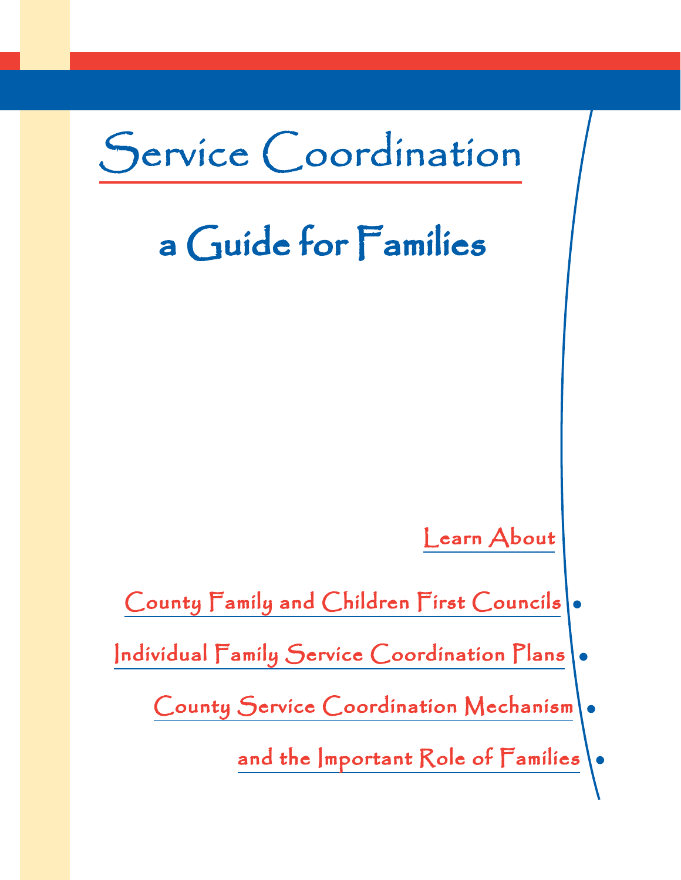# Service Coordination

## a Guide for Families

Learn About

- County Family and Children First Councils
- Individual Family Service Coordination Plans
- County Service Coordination Mechanism
- and the Important Role of Families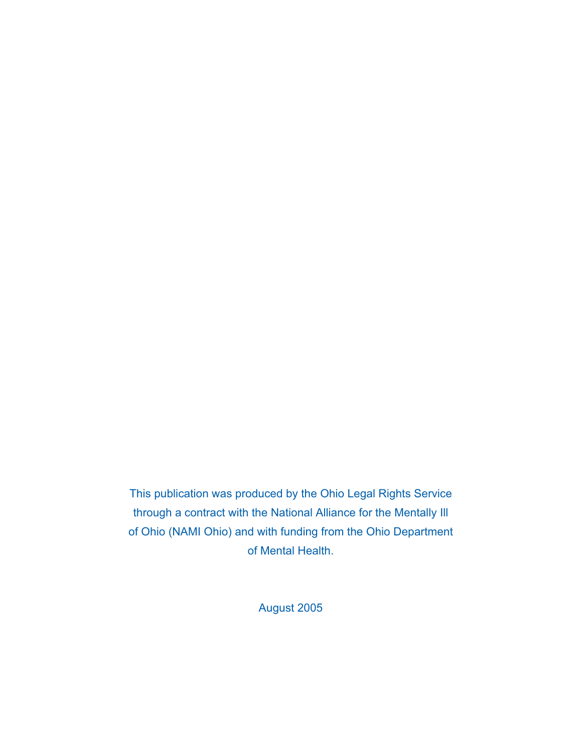This publication was produced by the Ohio Legal Rights Service through a contract with the National Alliance for the Mentally Ill of Ohio (NAMI Ohio) and with funding from the Ohio Department of Mental Health.

August 2005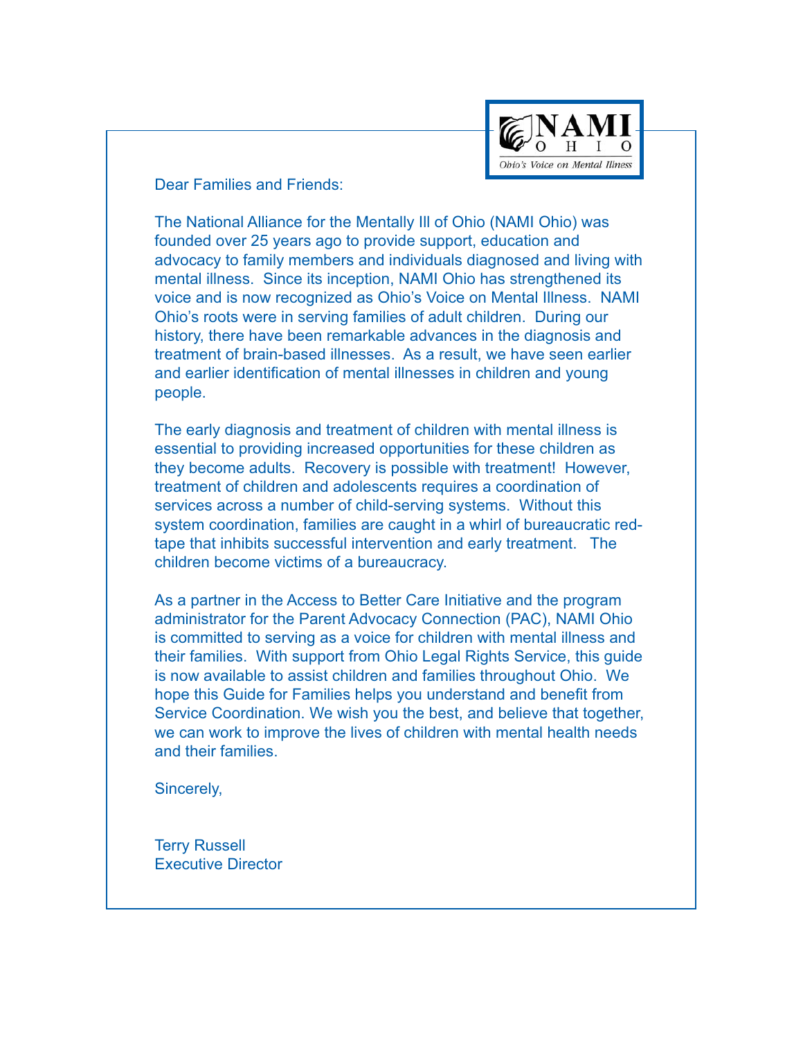NAMI OHIO

*Ohio's Voice on Mental Illness*

Dear Families and Friends:

The National Alliance for the Mentally Ill of Ohio (NAMI Ohio) was founded over 25 years ago to provide support, education and advocacy to family members and individuals diagnosed and living with mental illness. Since its inception, NAMI Ohio has strengthened its voice and is now recognized as Ohio's Voice on Mental Illness. NAMI Ohio's roots were in serving families of adult children. During our history, there have been remarkable advances in the diagnosis and treatment of brain-based illnesses. As a result, we have seen earlier and earlier identification of mental illnesses in children and young people.

The early diagnosis and treatment of children with mental illness is essential to providing increased opportunities for these children as they become adults. Recovery is possible with treatment! However, treatment of children and adolescents requires a coordination of services across a number of child-serving systems. Without this system coordination, families are caught in a whirl of bureaucratic red-tape that inhibits successful intervention and early treatment. The children become victims of a bureaucracy.

As a partner in the Access to Better Care Initiative and the program administrator for the Parent Advocacy Connection (PAC), NAMI Ohio is committed to serving as a voice for children with mental illness and their families. With support from Ohio Legal Rights Service, this guide is now available to assist children and families throughout Ohio. We hope this Guide for Families helps you understand and benefit from Service Coordination. We wish you the best, and believe that together, we can work to improve the lives of children with mental health needs and their families.

Sincerely,

Terry Russell
Executive Director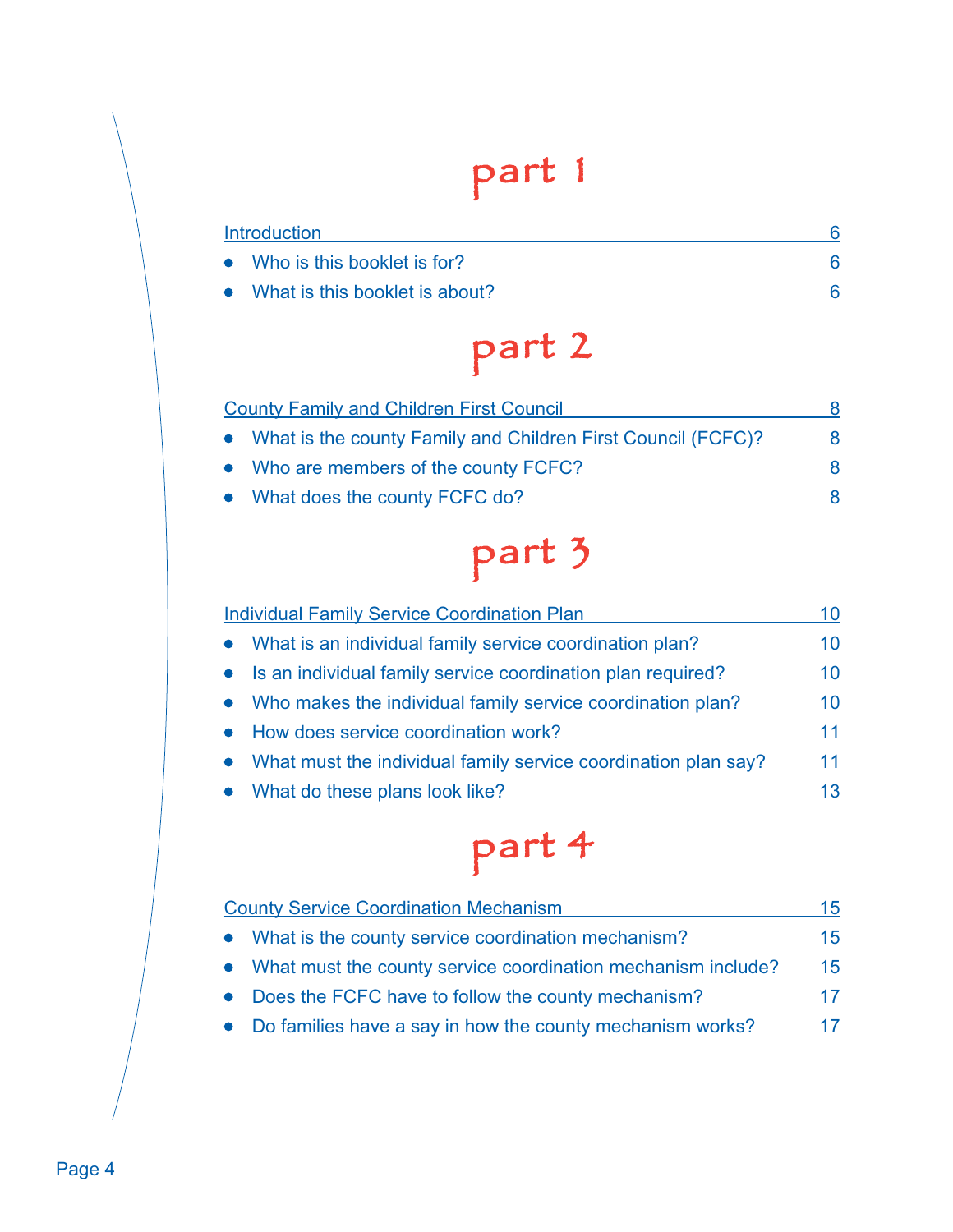# part 1

Introduction 6

- Who is this booklet is for? 6
- What is this booklet is about? 6

# part 2

County Family and Children First Council 8

- What is the county Family and Children First Council (FCFC)? 8
- Who are members of the county FCFC? 8
- What does the county FCFC do? 8

# part 3

Individual Family Service Coordination Plan 10

- What is an individual family service coordination plan? 10
- Is an individual family service coordination plan required? 10
- Who makes the individual family service coordination plan? 10
- How does service coordination work? 11
- What must the individual family service coordination plan say? 11
- What do these plans look like? 13

# part 4

County Service Coordination Mechanism 15

- What is the county service coordination mechanism? 15
- What must the county service coordination mechanism include? 15
- Does the FCFC have to follow the county mechanism? 17
- Do families have a say in how the county mechanism works? 17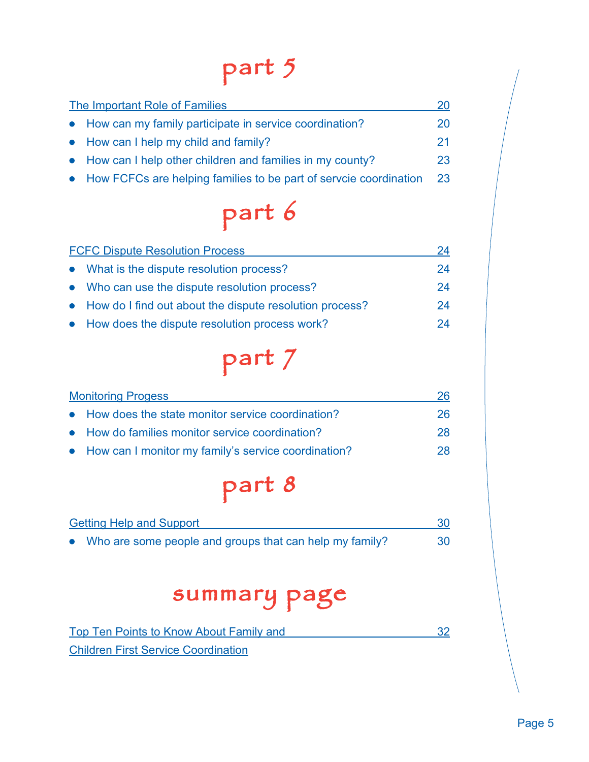# part 5

The Important Role of Families 20

- How can my family participate in service coordination? 20
- How can I help my child and family? 21
- How can I help other children and families in my county? 23
- How FCFCs are helping families to be part of servcie coordination 23

# part 6

FCFC Dispute Resolution Process 24

- What is the dispute resolution process? 24
- Who can use the dispute resolution process? 24
- How do I find out about the dispute resolution process? 24
- How does the dispute resolution process work? 24

# part 7

Monitoring Progess 26

- How does the state monitor service coordination? 26
- How do families monitor service coordination? 28
- How can I monitor my family's service coordination? 28

# part 8

Getting Help and Support 30

- Who are some people and groups that can help my family? 30

# summary page

Top Ten Points to Know About Family and Children First Service Coordination 32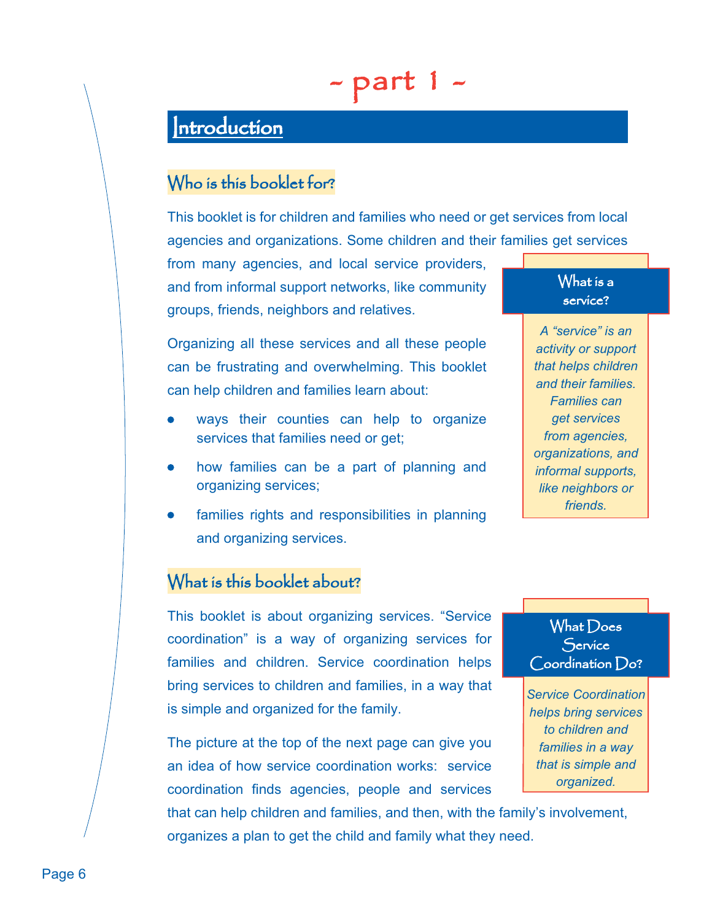# ~ part 1 ~

## Introduction

### Who is this booklet for?

This booklet is for children and families who need or get services from local agencies and organizations. Some children and their families get services from many agencies, and local service providers, and from informal support networks, like community groups, friends, neighbors and relatives.

Organizing all these services and all these people can be frustrating and overwhelming. This booklet can help children and families learn about:

- ways their counties can help to organize services that families need or get;
- how families can be a part of planning and organizing services;
- families rights and responsibilities in planning and organizing services.

> **What is a service?**
>
> *A "service" is an activity or support that helps children and their families. Families can get services from agencies, organizations, and informal supports, like neighbors or friends.*

### What is this booklet about?

This booklet is about organizing services. "Service coordination" is a way of organizing services for families and children. Service coordination helps bring services to children and families, in a way that is simple and organized for the family.

The picture at the top of the next page can give you an idea of how service coordination works: service coordination finds agencies, people and services that can help children and families, and then, with the family's involvement, organizes a plan to get the child and family what they need.

> **What Does Service Coordination Do?**
>
> *Service Coordination helps bring services to children and families in a way that is simple and organized.*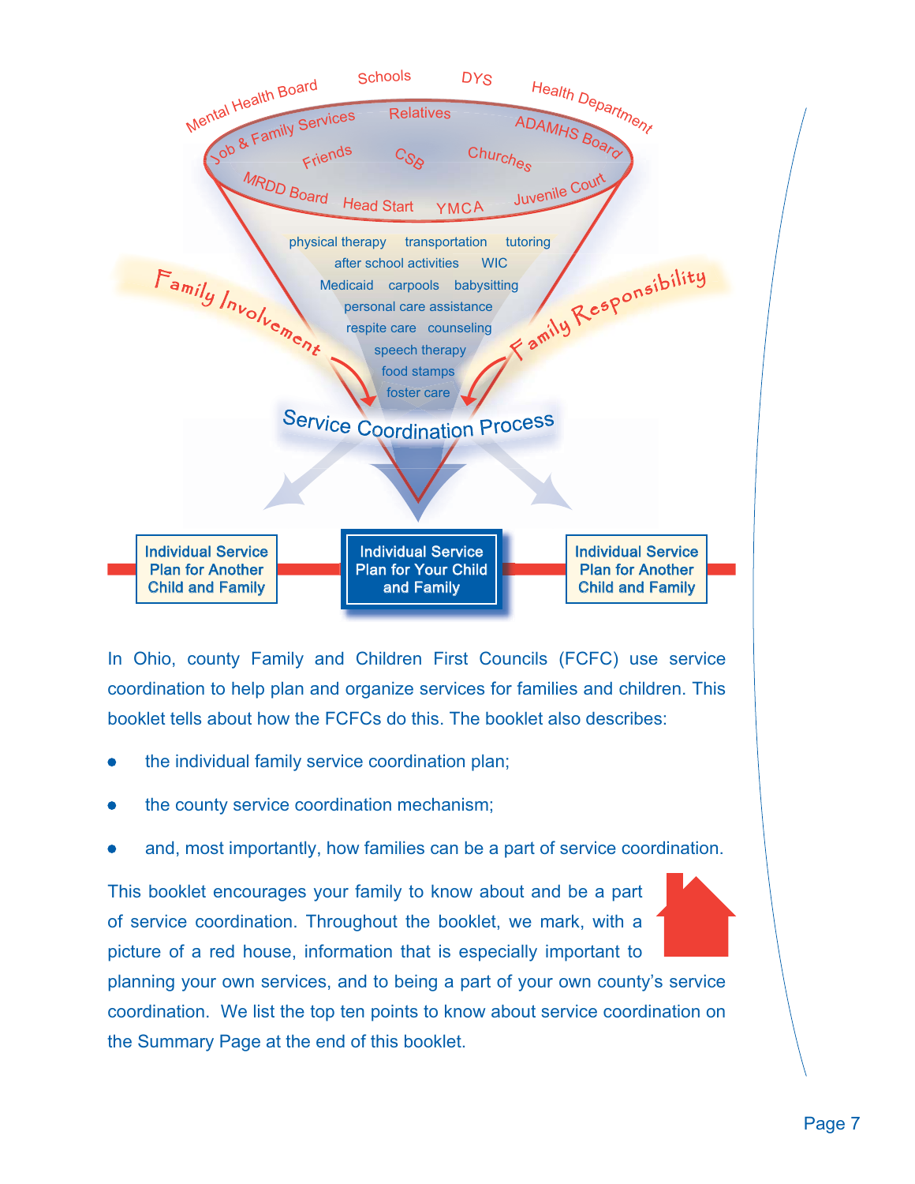Mental Health Board · Schools · DYS · Health Department

Job & Family Services · Relatives · ADAMHS Board · Friends · CSB · Churches · MRDD Board · Head Start · YMCA · Juvenile Court

physical therapy · transportation · tutoring · after school activities · WIC · Medicaid · carpools · babysitting · personal care assistance · respite care · counseling · speech therapy · food stamps · foster care

Family Involvement → Service Coordination Process ← Family Responsibility

Individual Service Plan for Another Child and Family | Individual Service Plan for Your Child and Family | Individual Service Plan for Another Child and Family

In Ohio, county Family and Children First Councils (FCFC) use service coordination to help plan and organize services for families and children. This booklet tells about how the FCFCs do this. The booklet also describes:

- the individual family service coordination plan;
- the county service coordination mechanism;
- and, most importantly, how families can be a part of service coordination.

This booklet encourages your family to know about and be a part of service coordination. Throughout the booklet, we mark, with a picture of a red house, information that is especially important to planning your own services, and to being a part of your own county's service coordination. We list the top ten points to know about service coordination on the Summary Page at the end of this booklet.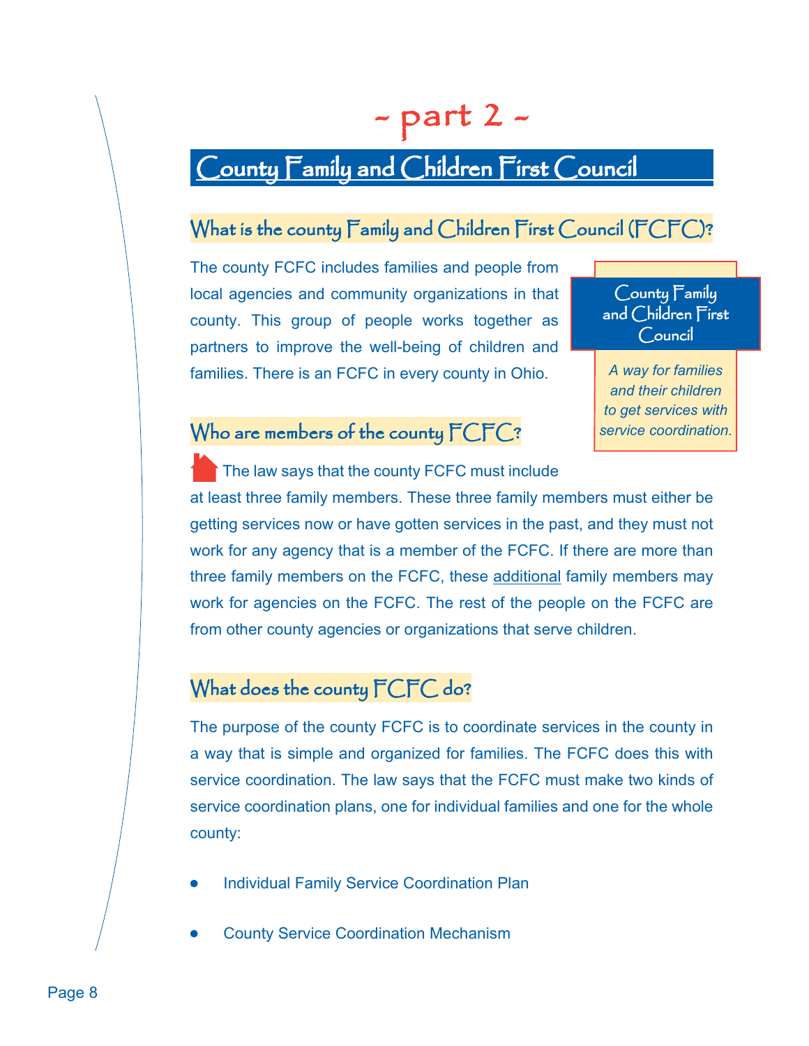# ~ part 2 ~

## County Family and Children First Council

### What is the county Family and Children First Council (FCFC)?

The county FCFC includes families and people from local agencies and community organizations in that county. This group of people works together as partners to improve the well-being of children and families. There is an FCFC in every county in Ohio.

> **County Family and Children First Council**
>
> *A way for families and their children to get services with service coordination.*

### Who are members of the county FCFC?

The law says that the county FCFC must include at least three family members. These three family members must either be getting services now or have gotten services in the past, and they must not work for any agency that is a member of the FCFC. If there are more than three family members on the FCFC, these additional family members may work for agencies on the FCFC. The rest of the people on the FCFC are from other county agencies or organizations that serve children.

### What does the county FCFC do?

The purpose of the county FCFC is to coordinate services in the county in a way that is simple and organized for families. The FCFC does this with service coordination. The law says that the FCFC must make two kinds of service coordination plans, one for individual families and one for the whole county:

- Individual Family Service Coordination Plan
- County Service Coordination Mechanism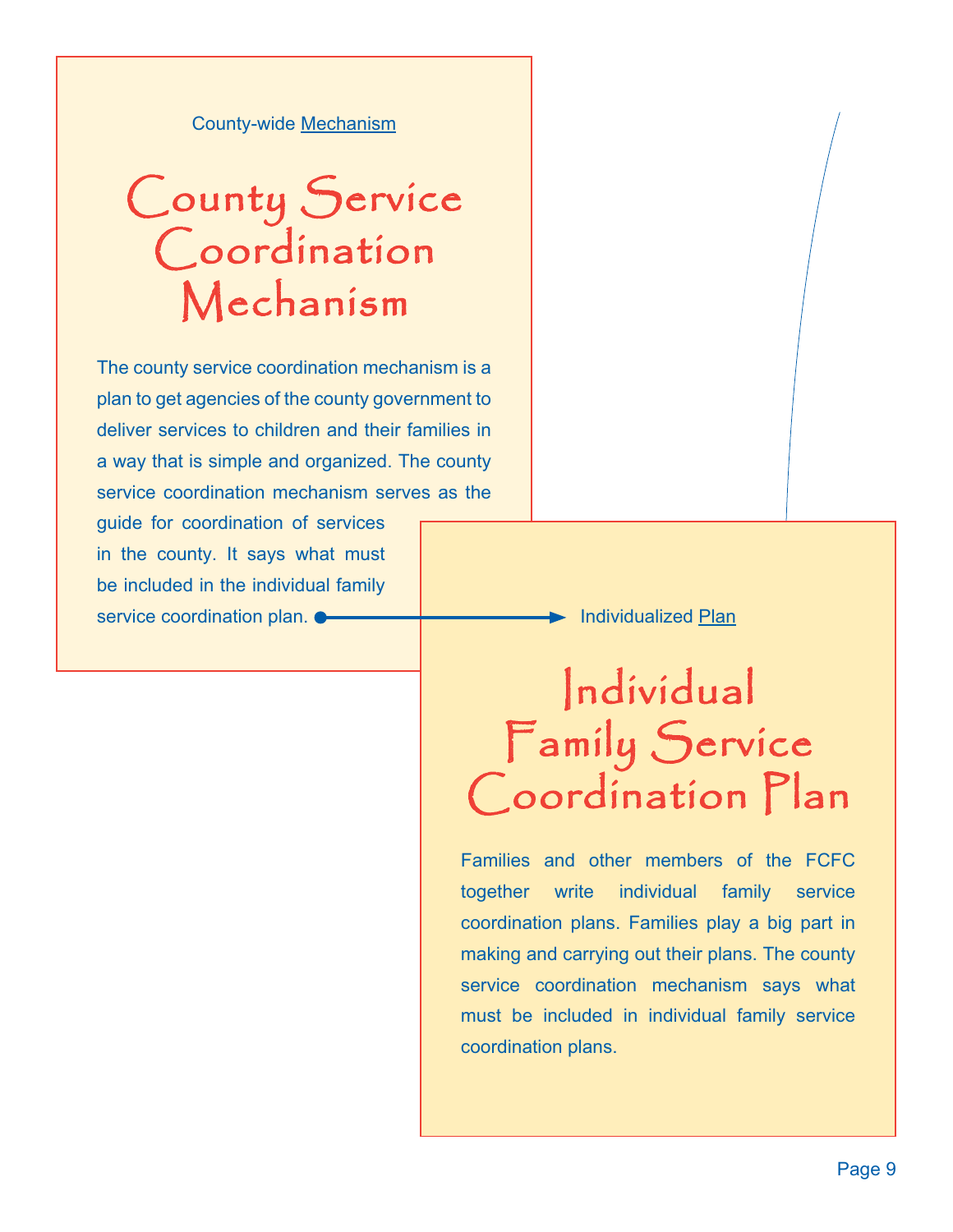County-wide Mechanism

# County Service Coordination Mechanism

The county service coordination mechanism is a plan to get agencies of the county government to deliver services to children and their families in a way that is simple and organized. The county service coordination mechanism serves as the guide for coordination of services in the county. It says what must be included in the individual family service coordination plan.

Individualized Plan

# Individual Family Service Coordination Plan

Families and other members of the FCFC together write individual family service coordination plans. Families play a big part in making and carrying out their plans. The county service coordination mechanism says what must be included in individual family service coordination plans.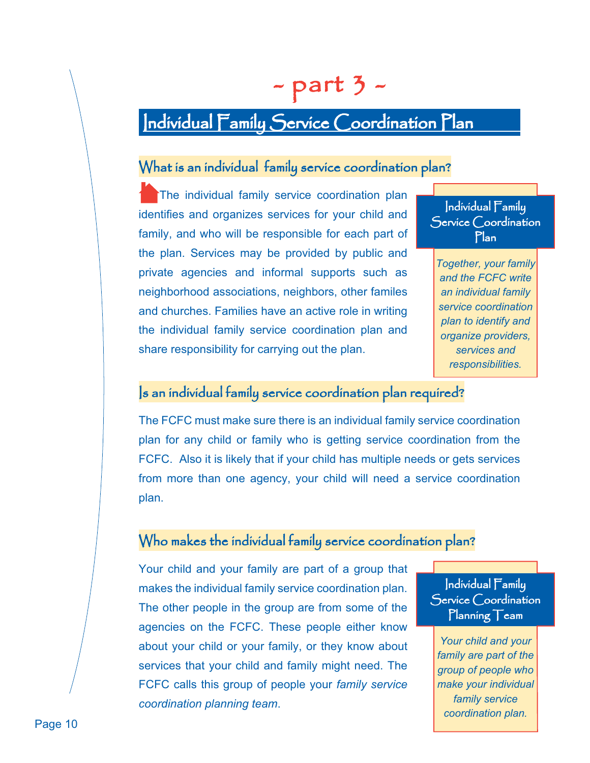# ~ part 3 ~

## Individual Family Service Coordination Plan

### What is an individual family service coordination plan?

The individual family service coordination plan identifies and organizes services for your child and family, and who will be responsible for each part of the plan. Services may be provided by public and private agencies and informal supports such as neighborhood associations, neighbors, other familes and churches. Families have an active role in writing the individual family service coordination plan and share responsibility for carrying out the plan.

> **Individual Family Service Coordination Plan**
>
> *Together, your family and the FCFC write an individual family service coordination plan to identify and organize providers, services and responsibilities.*

### Is an individual family service coordination plan required?

The FCFC must make sure there is an individual family service coordination plan for any child or family who is getting service coordination from the FCFC. Also it is likely that if your child has multiple needs or gets services from more than one agency, your child will need a service coordination plan.

### Who makes the individual family service coordination plan?

Your child and your family are part of a group that makes the individual family service coordination plan. The other people in the group are from some of the agencies on the FCFC. These people either know about your child or your family, or they know about services that your child and family might need. The FCFC calls this group of people your *family service coordination planning team*.

> **Individual Family Service Coordination Planning Team**
>
> *Your child and your family are part of the group of people who make your individual family service coordination plan.*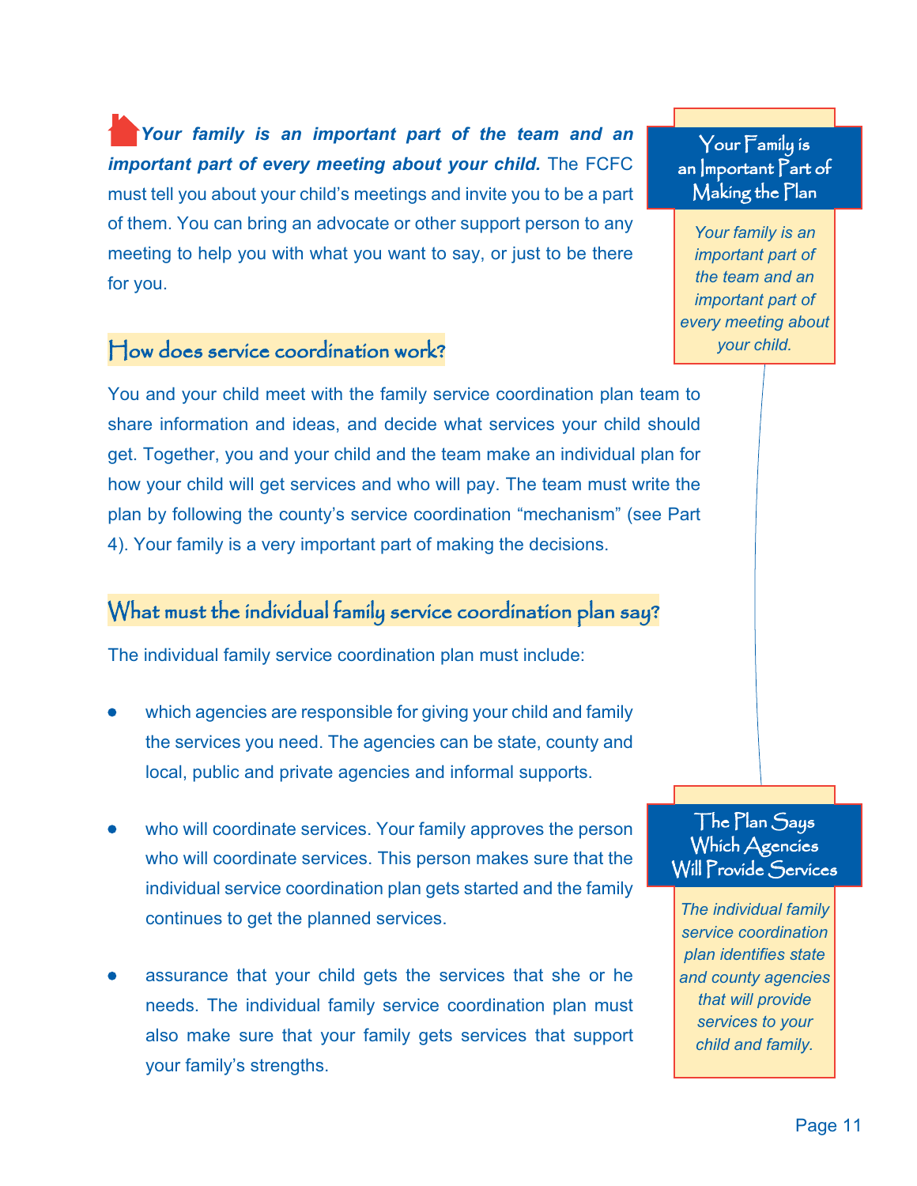***Your family is an important part of the team and an important part of every meeting about your child.*** The FCFC must tell you about your child's meetings and invite you to be a part of them. You can bring an advocate or other support person to any meeting to help you with what you want to say, or just to be there for you.

**Your Family is an Important Part of Making the Plan**

*Your family is an important part of the team and an important part of every meeting about your child.*

## How does service coordination work?

You and your child meet with the family service coordination plan team to share information and ideas, and decide what services your child should get. Together, you and your child and the team make an individual plan for how your child will get services and who will pay. The team must write the plan by following the county's service coordination "mechanism" (see Part 4). Your family is a very important part of making the decisions.

## What must the individual family service coordination plan say?

The individual family service coordination plan must include:

- which agencies are responsible for giving your child and family the services you need. The agencies can be state, county and local, public and private agencies and informal supports.
- who will coordinate services. Your family approves the person who will coordinate services. This person makes sure that the individual service coordination plan gets started and the family continues to get the planned services.
- assurance that your child gets the services that she or he needs. The individual family service coordination plan must also make sure that your family gets services that support your family's strengths.

**The Plan Says Which Agencies Will Provide Services**

*The individual family service coordination plan identifies state and county agencies that will provide services to your child and family.*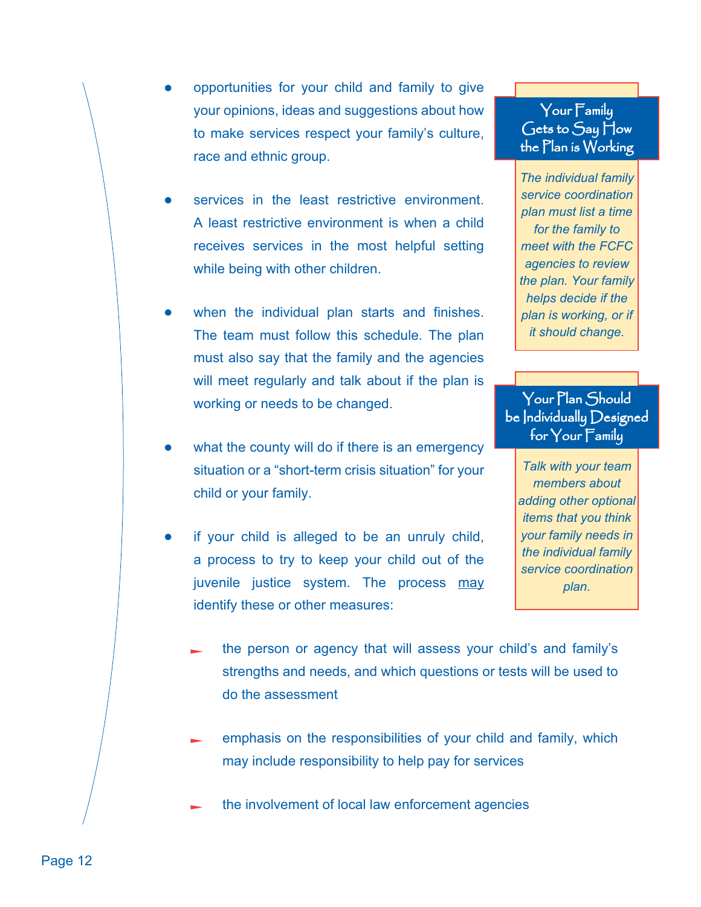- opportunities for your child and family to give your opinions, ideas and suggestions about how to make services respect your family's culture, race and ethnic group.

- services in the least restrictive environment. A least restrictive environment is when a child receives services in the most helpful setting while being with other children.

- when the individual plan starts and finishes. The team must follow this schedule. The plan must also say that the family and the agencies will meet regularly and talk about if the plan is working or needs to be changed.

- what the county will do if there is an emergency situation or a "short-term crisis situation" for your child or your family.

- if your child is alleged to be an unruly child, a process to try to keep your child out of the juvenile justice system. The process <u>may</u> identify these or other measures:

  - the person or agency that will assess your child's and family's strengths and needs, and which questions or tests will be used to do the assessment

  - emphasis on the responsibilities of your child and family, which may include responsibility to help pay for services

  - the involvement of local law enforcement agencies

### Your Family Gets to Say How the Plan is Working

*The individual family service coordination plan must list a time for the family to meet with the FCFC agencies to review the plan. Your family helps decide if the plan is working, or if it should change.*

### Your Plan Should be Individually Designed for Your Family

*Talk with your team members about adding other optional items that you think your family needs in the individual family service coordination plan.*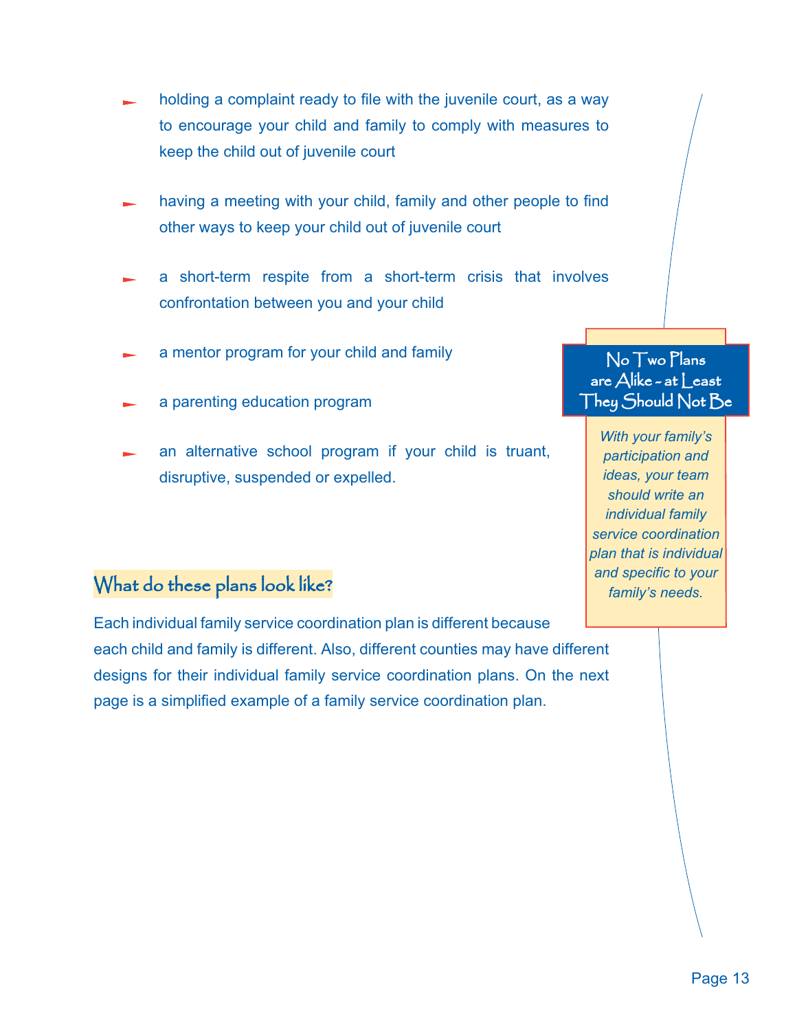- holding a complaint ready to file with the juvenile court, as a way to encourage your child and family to comply with measures to keep the child out of juvenile court
- having a meeting with your child, family and other people to find other ways to keep your child out of juvenile court
- a short-term respite from a short-term crisis that involves confrontation between you and your child
- a mentor program for your child and family
- a parenting education program
- an alternative school program if your child is truant, disruptive, suspended or expelled.

> **No Two Plans are Alike - at Least They Should Not Be**
>
> *With your family's participation and ideas, your team should write an individual family service coordination plan that is individual and specific to your family's needs.*

## What do these plans look like?

Each individual family service coordination plan is different because each child and family is different. Also, different counties may have different designs for their individual family service coordination plans. On the next page is a simplified example of a family service coordination plan.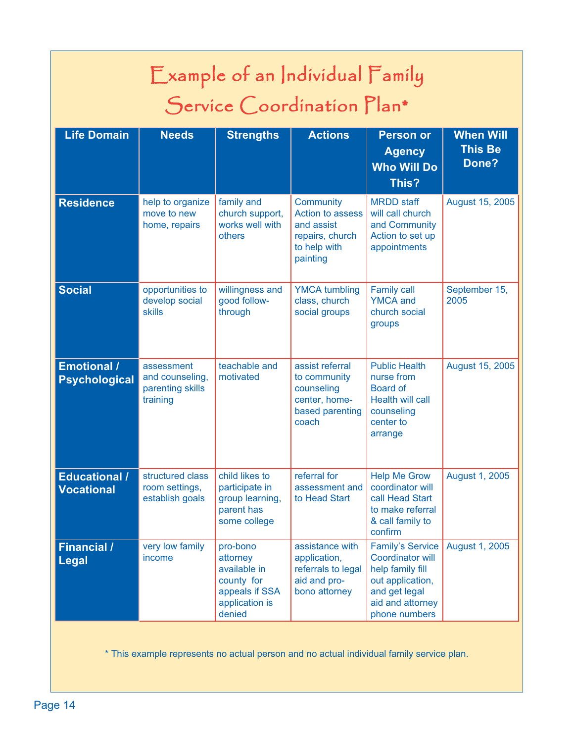# Example of an Individual Family Service Coordination Plan*

| Life Domain | Needs | Strengths | Actions | Person or Agency Who Will Do This? | When Will This Be Done? |
|---|---|---|---|---|---|
| **Residence** | help to organize move to new home, repairs | family and church support, works well with others | Community Action to assess and assist repairs, church to help with painting | MRDD staff will call church and Community Action to set up appointments | August 15, 2005 |
| **Social** | opportunities to develop social skills | willingness and good follow-through | YMCA tumbling class, church social groups | Family call YMCA and church social groups | September 15, 2005 |
| **Emotional / Psychological** | assessment and counseling, parenting skills training | teachable and motivated | assist referral to community counseling center, home-based parenting coach | Public Health nurse from Board of Health will call counseling center to arrange | August 15, 2005 |
| **Educational / Vocational** | structured class room settings, establish goals | child likes to participate in group learning, parent has some college | referral for assessment and to Head Start | Help Me Grow coordinator will call Head Start to make referral & call family to confirm | August 1, 2005 |
| **Financial / Legal** | very low family income | pro-bono attorney available in county for appeals if SSA application is denied | assistance with application, referrals to legal aid and pro-bono attorney | Family's Service Coordinator will help family fill out application, and get legal aid and attorney phone numbers | August 1, 2005 |

* This example represents no actual person and no actual individual family service plan.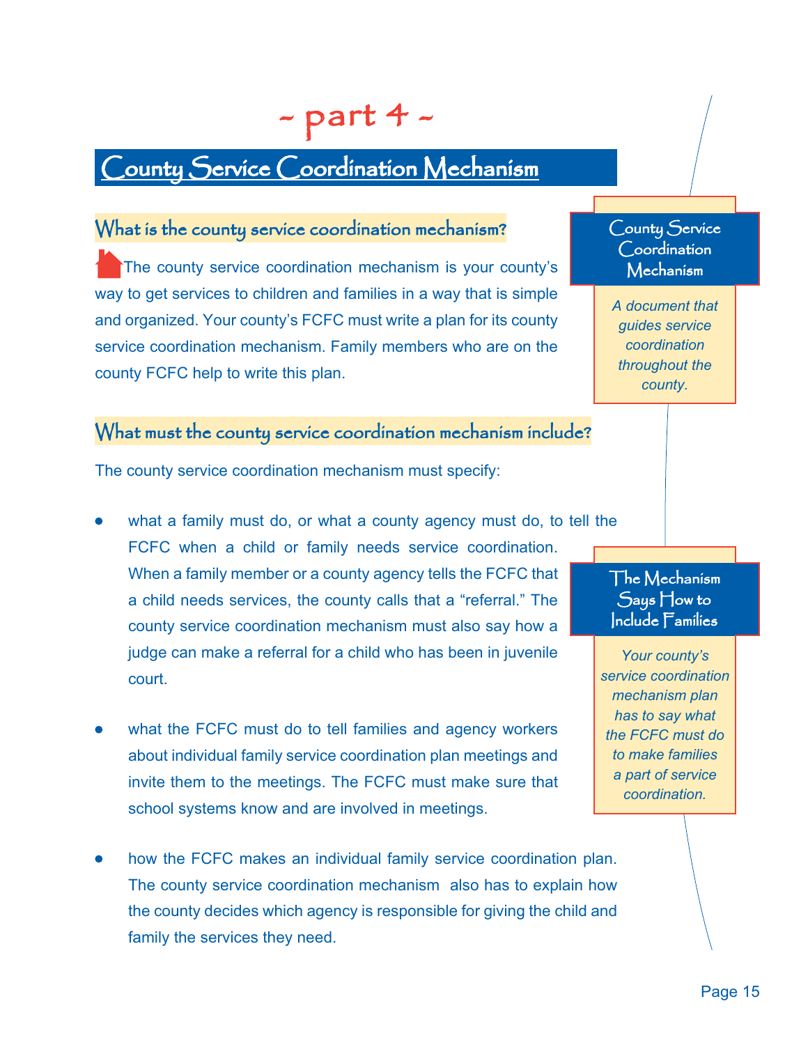# ~ part 4 ~

## County Service Coordination Mechanism

### What is the county service coordination mechanism?

The county service coordination mechanism is your county's way to get services to children and families in a way that is simple and organized. Your county's FCFC must write a plan for its county service coordination mechanism. Family members who are on the county FCFC help to write this plan.

> **County Service Coordination Mechanism**
>
> *A document that guides service coordination throughout the county.*

### What must the county service coordination mechanism include?

The county service coordination mechanism must specify:

- what a family must do, or what a county agency must do, to tell the FCFC when a child or family needs service coordination. When a family member or a county agency tells the FCFC that a child needs services, the county calls that a "referral." The county service coordination mechanism must also say how a judge can make a referral for a child who has been in juvenile court.

- what the FCFC must do to tell families and agency workers about individual family service coordination plan meetings and invite them to the meetings. The FCFC must make sure that school systems know and are involved in meetings.

- how the FCFC makes an individual family service coordination plan. The county service coordination mechanism also has to explain how the county decides which agency is responsible for giving the child and family the services they need.

> **The Mechanism Says How to Include Families**
>
> *Your county's service coordination mechanism plan has to say what the FCFC must do to make families a part of service coordination.*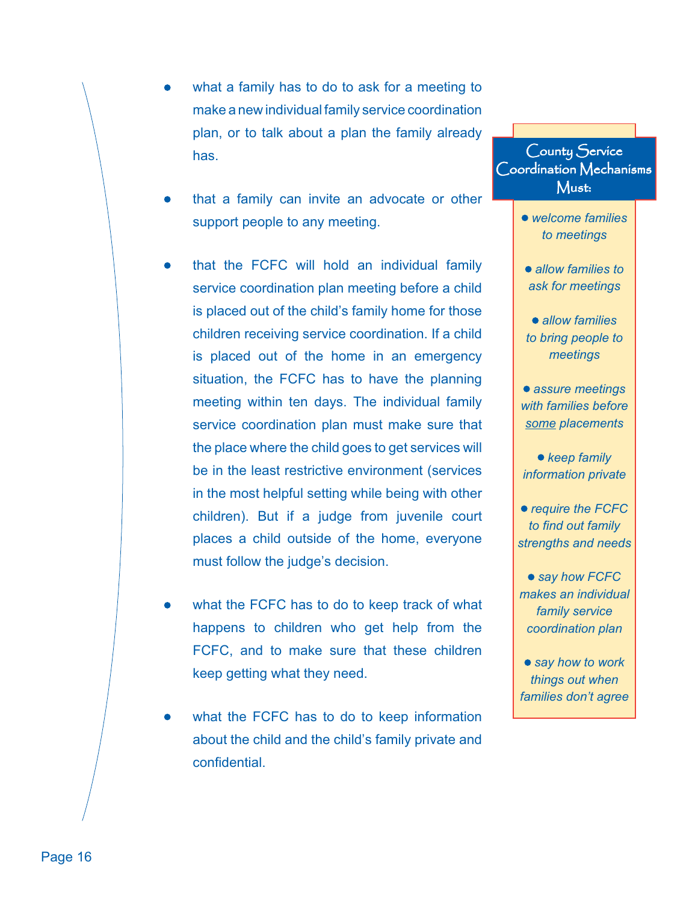- what a family has to do to ask for a meeting to make a new individual family service coordination plan, or to talk about a plan the family already has.

- that a family can invite an advocate or other support people to any meeting.

- that the FCFC will hold an individual family service coordination plan meeting before a child is placed out of the child's family home for those children receiving service coordination. If a child is placed out of the home in an emergency situation, the FCFC has to have the planning meeting within ten days. The individual family service coordination plan must make sure that the place where the child goes to get services will be in the least restrictive environment (services in the most helpful setting while being with other children). But if a judge from juvenile court places a child outside of the home, everyone must follow the judge's decision.

- what the FCFC has to do to keep track of what happens to children who get help from the FCFC, and to make sure that these children keep getting what they need.

- what the FCFC has to do to keep information about the child and the child's family private and confidential.

## County Service Coordination Mechanisms Must:

- *welcome families to meetings*
- *allow families to ask for meetings*
- *allow families to bring people to meetings*
- *assure meetings with families before some placements*
- *keep family information private*
- *require the FCFC to find out family strengths and needs*
- *say how FCFC makes an individual family service coordination plan*
- *say how to work things out when families don't agree*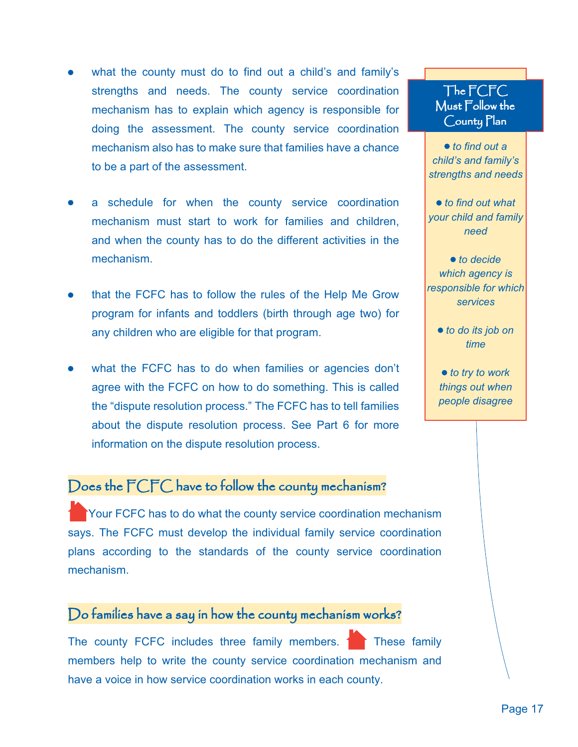- what the county must do to find out a child's and family's strengths and needs. The county service coordination mechanism has to explain which agency is responsible for doing the assessment. The county service coordination mechanism also has to make sure that families have a chance to be a part of the assessment.

- a schedule for when the county service coordination mechanism must start to work for families and children, and when the county has to do the different activities in the mechanism.

- that the FCFC has to follow the rules of the Help Me Grow program for infants and toddlers (birth through age two) for any children who are eligible for that program.

- what the FCFC has to do when families or agencies don't agree with the FCFC on how to do something. This is called the "dispute resolution process." The FCFC has to tell families about the dispute resolution process. See Part 6 for more information on the dispute resolution process.

**The FCFC Must Follow the County Plan**

- *to find out a child's and family's strengths and needs*
- *to find out what your child and family need*
- *to decide which agency is responsible for which services*
- *to do its job on time*
- *to try to work things out when people disagree*

## Does the FCFC have to follow the county mechanism?

Your FCFC has to do what the county service coordination mechanism says. The FCFC must develop the individual family service coordination plans according to the standards of the county service coordination mechanism.

## Do families have a say in how the county mechanism works?

The county FCFC includes three family members. These family members help to write the county service coordination mechanism and have a voice in how service coordination works in each county.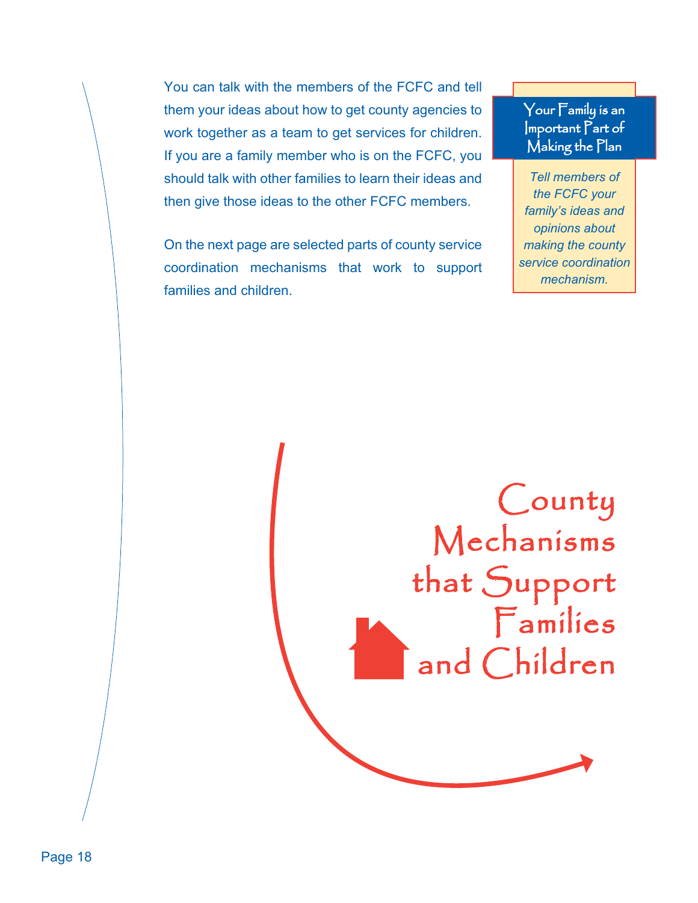You can talk with the members of the FCFC and tell them your ideas about how to get county agencies to work together as a team to get services for children. If you are a family member who is on the FCFC, you should talk with other families to learn their ideas and then give those ideas to the other FCFC members.

On the next page are selected parts of county service coordination mechanisms that work to support families and children.

> **Your Family is an Important Part of Making the Plan**
>
> *Tell members of the FCFC your family's ideas and opinions about making the county service coordination mechanism.*

# County Mechanisms that Support Families and Children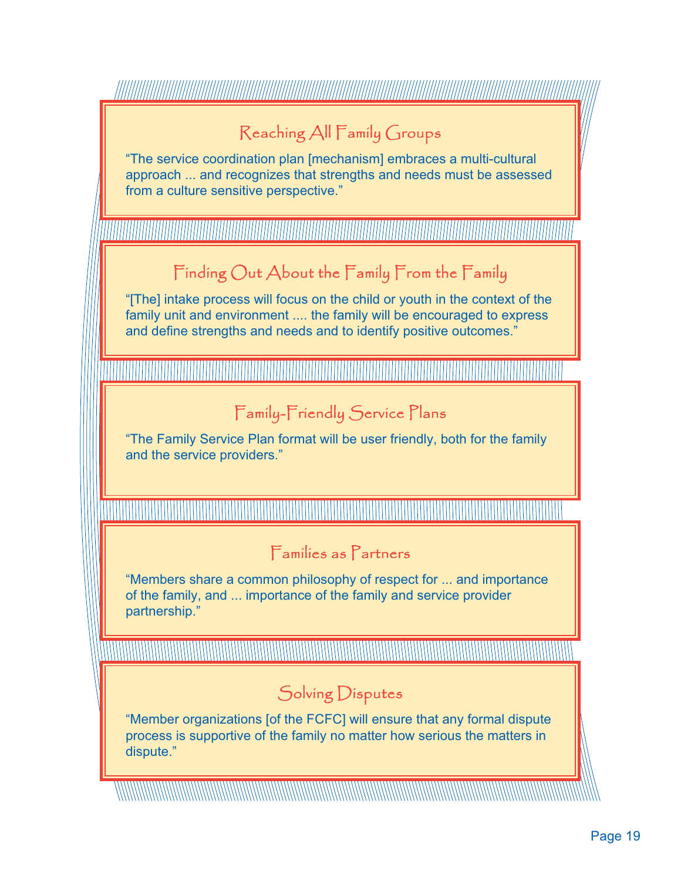## Reaching All Family Groups

"The service coordination plan [mechanism] embraces a multi-cultural approach ... and recognizes that strengths and needs must be assessed from a culture sensitive perspective."

## Finding Out About the Family From the Family

"[The] intake process will focus on the child or youth in the context of the family unit and environment .... the family will be encouraged to express and define strengths and needs and to identify positive outcomes."

## Family-Friendly Service Plans

"The Family Service Plan format will be user friendly, both for the family and the service providers."

## Families as Partners

"Members share a common philosophy of respect for ... and importance of the family, and ... importance of the family and service provider partnership."

## Solving Disputes

"Member organizations [of the FCFC] will ensure that any formal dispute process is supportive of the family no matter how serious the matters in dispute."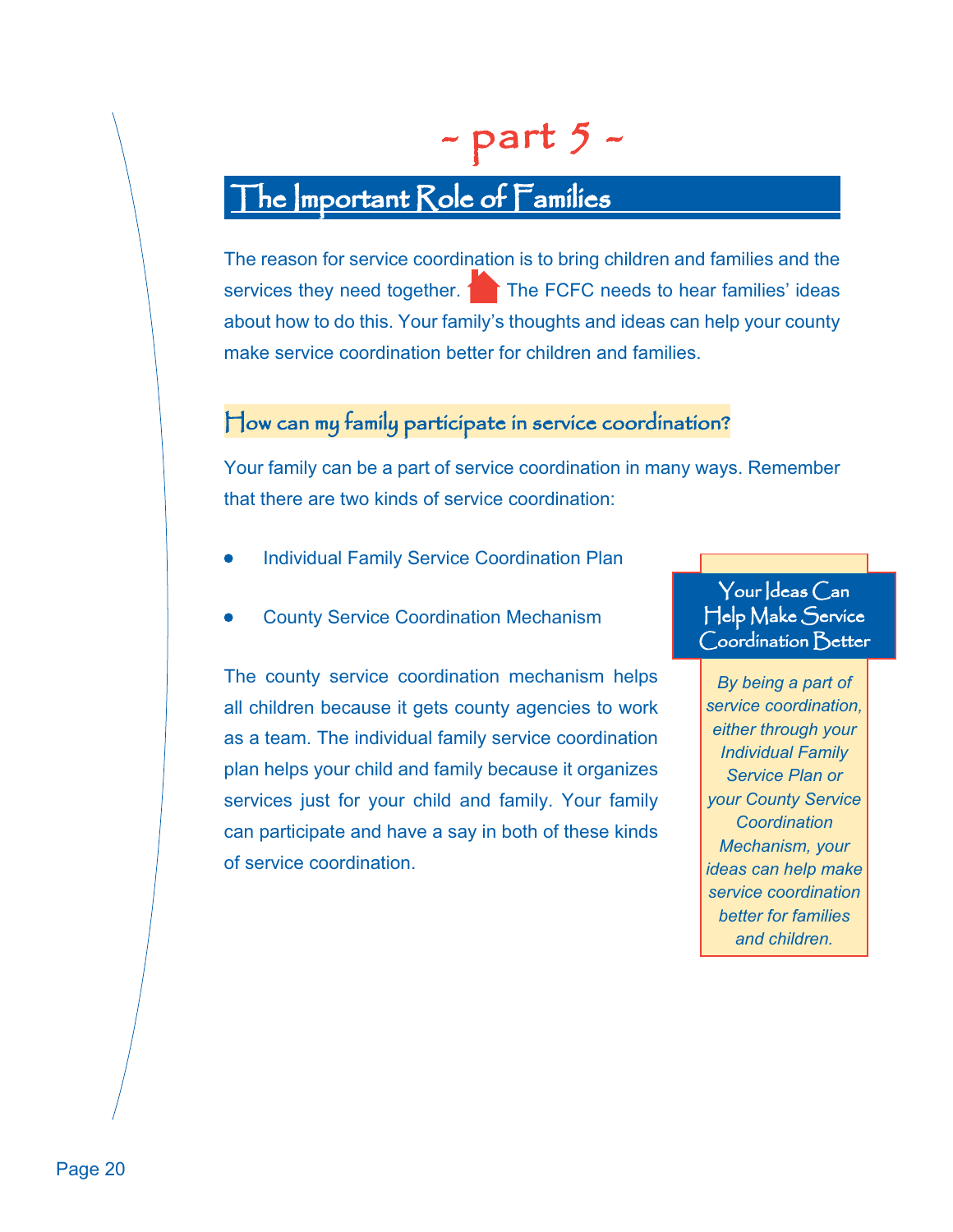# ~ part 5 ~

## The Important Role of Families

The reason for service coordination is to bring children and families and the services they need together. The FCFC needs to hear families' ideas about how to do this. Your family's thoughts and ideas can help your county make service coordination better for children and families.

### How can my family participate in service coordination?

Your family can be a part of service coordination in many ways. Remember that there are two kinds of service coordination:

- Individual Family Service Coordination Plan
- County Service Coordination Mechanism

The county service coordination mechanism helps all children because it gets county agencies to work as a team. The individual family service coordination plan helps your child and family because it organizes services just for your child and family. Your family can participate and have a say in both of these kinds of service coordination.

**Your Ideas Can Help Make Service Coordination Better**

*By being a part of service coordination, either through your Individual Family Service Plan or your County Service Coordination Mechanism, your ideas can help make service coordination better for families and children.*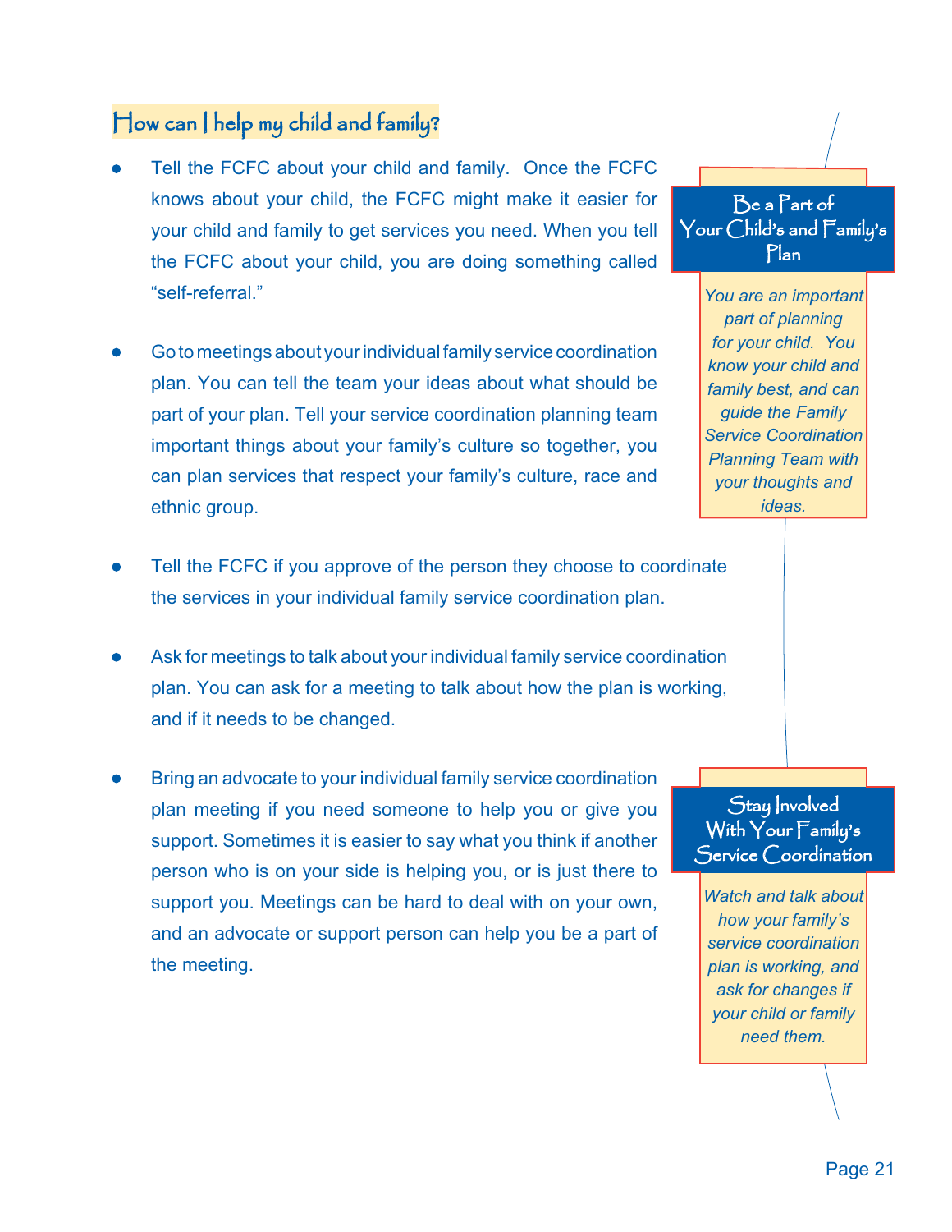## How can I help my child and family?

- Tell the FCFC about your child and family. Once the FCFC knows about your child, the FCFC might make it easier for your child and family to get services you need. When you tell the FCFC about your child, you are doing something called "self-referral."

- Go to meetings about your individual family service coordination plan. You can tell the team your ideas about what should be part of your plan. Tell your service coordination planning team important things about your family's culture so together, you can plan services that respect your family's culture, race and ethnic group.

**Be a Part of Your Child's and Family's Plan**

*You are an important part of planning for your child. You know your child and family best, and can guide the Family Service Coordination Planning Team with your thoughts and ideas.*

- Tell the FCFC if you approve of the person they choose to coordinate the services in your individual family service coordination plan.

- Ask for meetings to talk about your individual family service coordination plan. You can ask for a meeting to talk about how the plan is working, and if it needs to be changed.

- Bring an advocate to your individual family service coordination plan meeting if you need someone to help you or give you support. Sometimes it is easier to say what you think if another person who is on your side is helping you, or is just there to support you. Meetings can be hard to deal with on your own, and an advocate or support person can help you be a part of the meeting.

**Stay Involved With Your Family's Service Coordination**

*Watch and talk about how your family's service coordination plan is working, and ask for changes if your child or family need them.*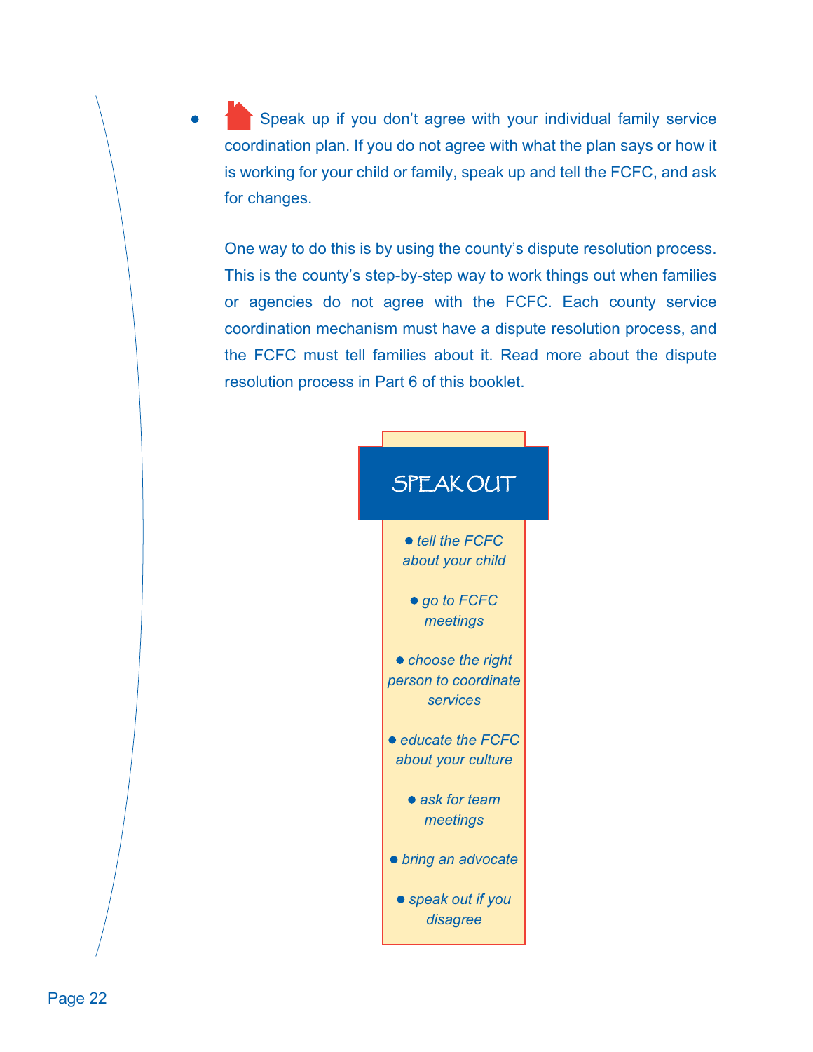- Speak up if you don't agree with your individual family service coordination plan. If you do not agree with what the plan says or how it is working for your child or family, speak up and tell the FCFC, and ask for changes.

  One way to do this is by using the county's dispute resolution process. This is the county's step-by-step way to work things out when families or agencies do not agree with the FCFC. Each county service coordination mechanism must have a dispute resolution process, and the FCFC must tell families about it. Read more about the dispute resolution process in Part 6 of this booklet.

## SPEAK OUT

- *tell the FCFC about your child*
- *go to FCFC meetings*
- *choose the right person to coordinate services*
- *educate the FCFC about your culture*
- *ask for team meetings*
- *bring an advocate*
- *speak out if you disagree*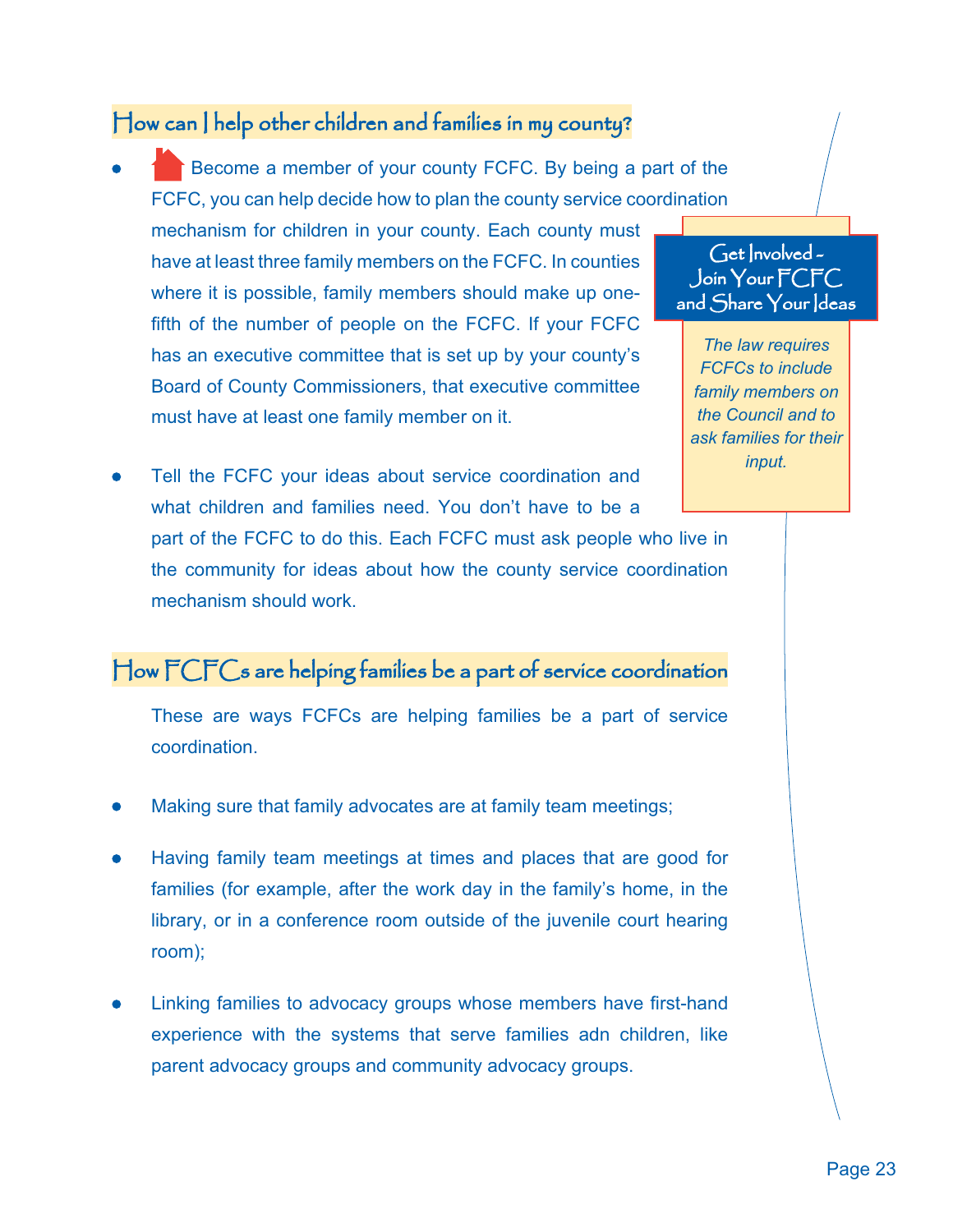## How can I help other children and families in my county?

- Become a member of your county FCFC. By being a part of the FCFC, you can help decide how to plan the county service coordination mechanism for children in your county. Each county must have at least three family members on the FCFC. In counties where it is possible, family members should make up one-fifth of the number of people on the FCFC. If your FCFC has an executive committee that is set up by your county's Board of County Commissioners, that executive committee must have at least one family member on it.

- Tell the FCFC your ideas about service coordination and what children and families need. You don't have to be a part of the FCFC to do this. Each FCFC must ask people who live in the community for ideas about how the county service coordination mechanism should work.

**Get Involved - Join Your FCFC and Share Your Ideas**

*The law requires FCFCs to include family members on the Council and to ask families for their input.*

## How FCFCs are helping families be a part of service coordination

These are ways FCFCs are helping families be a part of service coordination.

- Making sure that family advocates are at family team meetings;

- Having family team meetings at times and places that are good for families (for example, after the work day in the family's home, in the library, or in a conference room outside of the juvenile court hearing room);

- Linking families to advocacy groups whose members have first-hand experience with the systems that serve families adn children, like parent advocacy groups and community advocacy groups.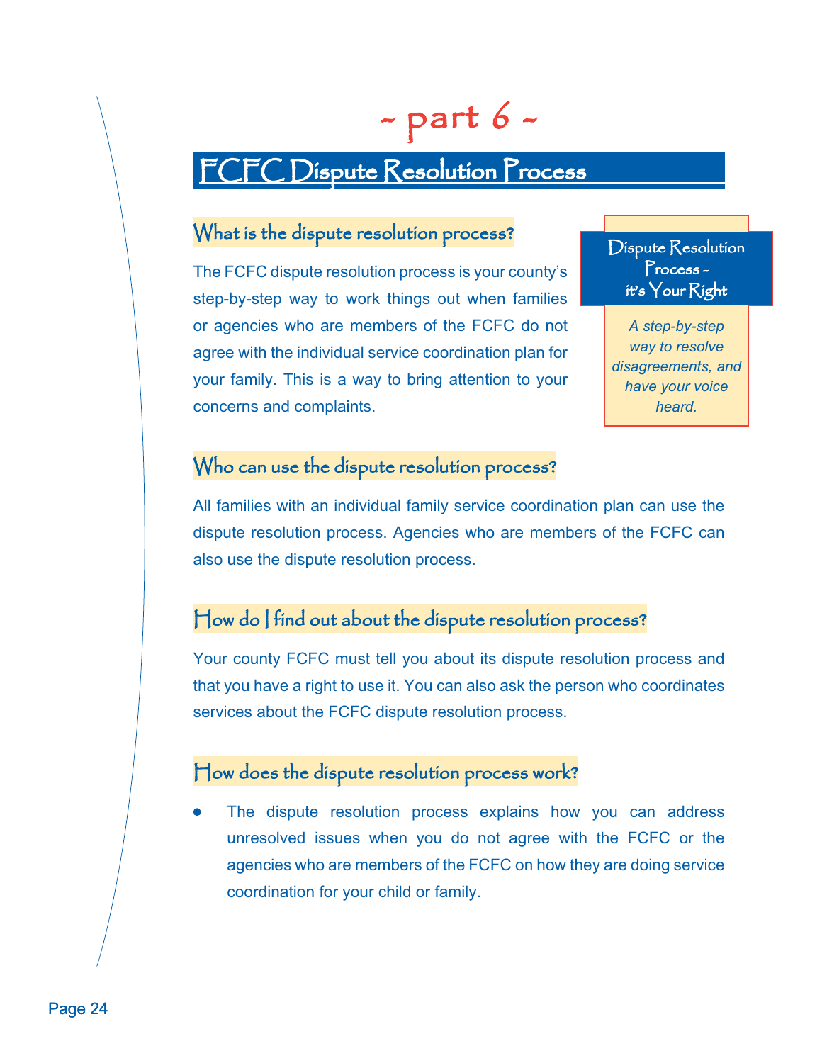# ~ part 6 ~

## FCFC Dispute Resolution Process

### What is the dispute resolution process?

The FCFC dispute resolution process is your county's step-by-step way to work things out when families or agencies who are members of the FCFC do not agree with the individual service coordination plan for your family. This is a way to bring attention to your concerns and complaints.

> **Dispute Resolution Process – it's Your Right**
>
> *A step-by-step way to resolve disagreements, and have your voice heard.*

### Who can use the dispute resolution process?

All families with an individual family service coordination plan can use the dispute resolution process. Agencies who are members of the FCFC can also use the dispute resolution process.

### How do I find out about the dispute resolution process?

Your county FCFC must tell you about its dispute resolution process and that you have a right to use it. You can also ask the person who coordinates services about the FCFC dispute resolution process.

### How does the dispute resolution process work?

- The dispute resolution process explains how you can address unresolved issues when you do not agree with the FCFC or the agencies who are members of the FCFC on how they are doing service coordination for your child or family.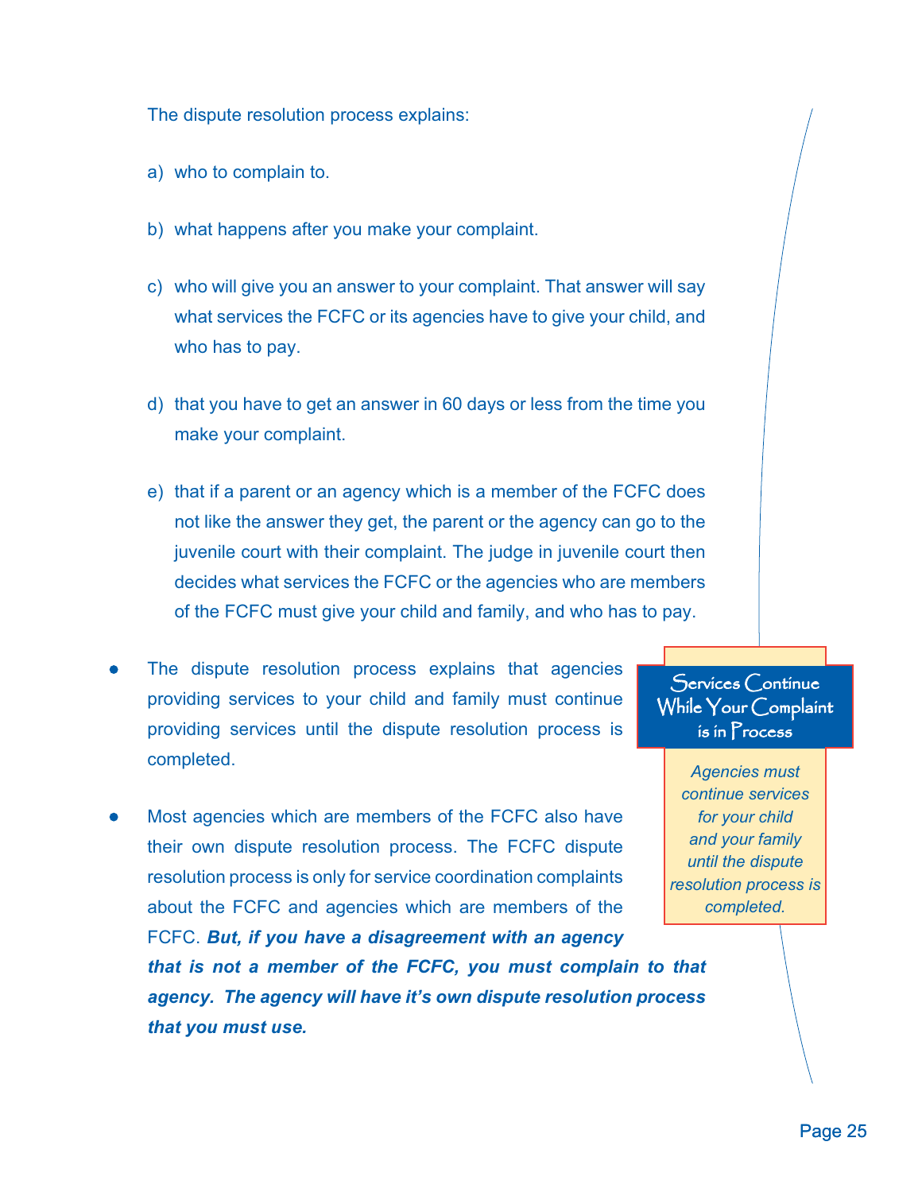The dispute resolution process explains:

a) who to complain to.

b) what happens after you make your complaint.

c) who will give you an answer to your complaint. That answer will say what services the FCFC or its agencies have to give your child, and who has to pay.

d) that you have to get an answer in 60 days or less from the time you make your complaint.

e) that if a parent or an agency which is a member of the FCFC does not like the answer they get, the parent or the agency can go to the juvenile court with their complaint. The judge in juvenile court then decides what services the FCFC or the agencies who are members of the FCFC must give your child and family, and who has to pay.

- The dispute resolution process explains that agencies providing services to your child and family must continue providing services until the dispute resolution process is completed.

- Most agencies which are members of the FCFC also have their own dispute resolution process. The FCFC dispute resolution process is only for service coordination complaints about the FCFC and agencies which are members of the FCFC. ***But, if you have a disagreement with an agency that is not a member of the FCFC, you must complain to that agency. The agency will have it's own dispute resolution process that you must use.***

**Services Continue While Your Complaint is in Process**

*Agencies must continue services for your child and your family until the dispute resolution process is completed.*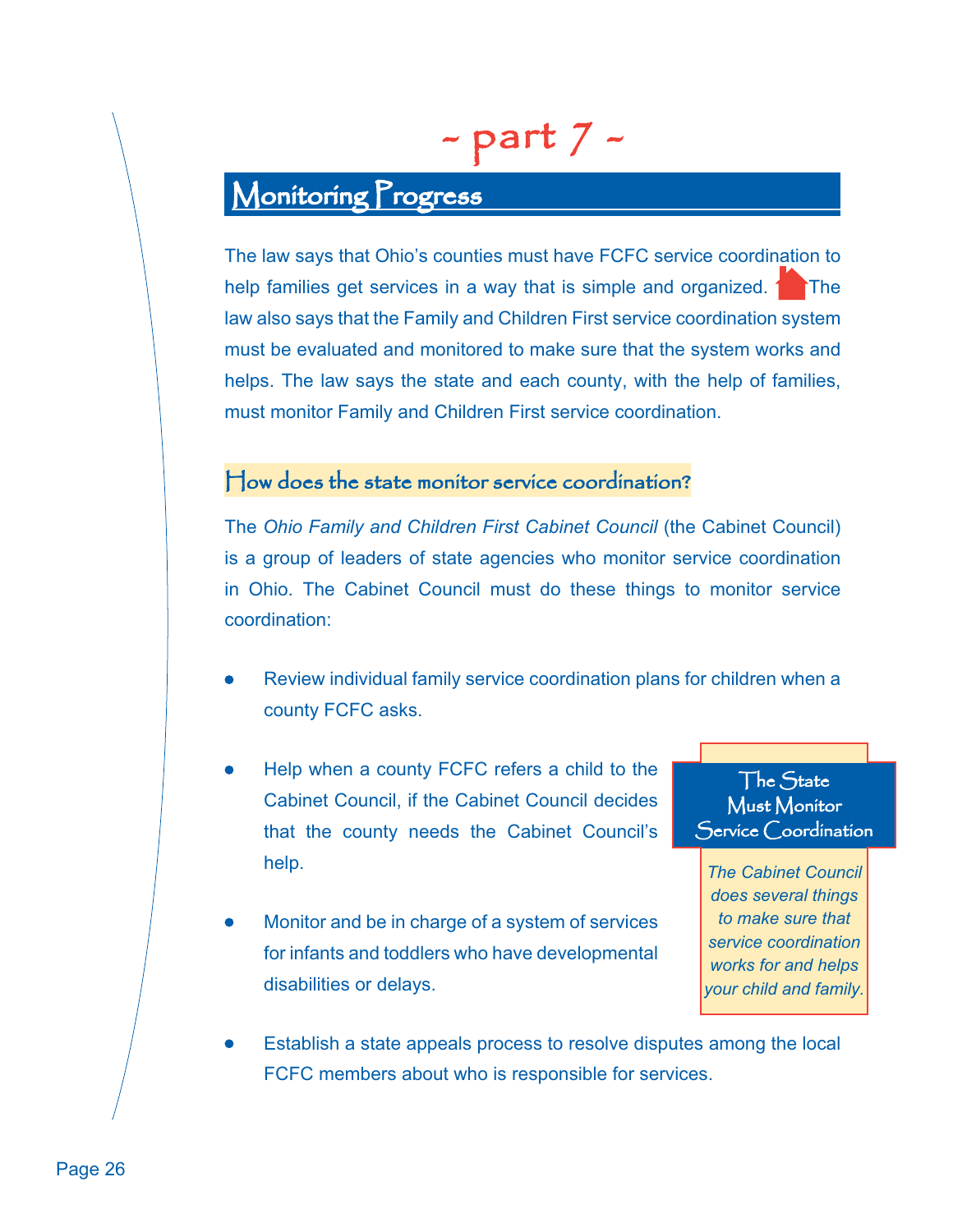# ~ part 7 ~

## Monitoring Progress

The law says that Ohio's counties must have FCFC service coordination to help families get services in a way that is simple and organized. The law also says that the Family and Children First service coordination system must be evaluated and monitored to make sure that the system works and helps. The law says the state and each county, with the help of families, must monitor Family and Children First service coordination.

### How does the state monitor service coordination?

The *Ohio Family and Children First Cabinet Council* (the Cabinet Council) is a group of leaders of state agencies who monitor service coordination in Ohio. The Cabinet Council must do these things to monitor service coordination:

- Review individual family service coordination plans for children when a county FCFC asks.
- Help when a county FCFC refers a child to the Cabinet Council, if the Cabinet Council decides that the county needs the Cabinet Council's help.
- Monitor and be in charge of a system of services for infants and toddlers who have developmental disabilities or delays.
- Establish a state appeals process to resolve disputes among the local FCFC members about who is responsible for services.

**The State Must Monitor Service Coordination**

*The Cabinet Council does several things to make sure that service coordination works for and helps your child and family.*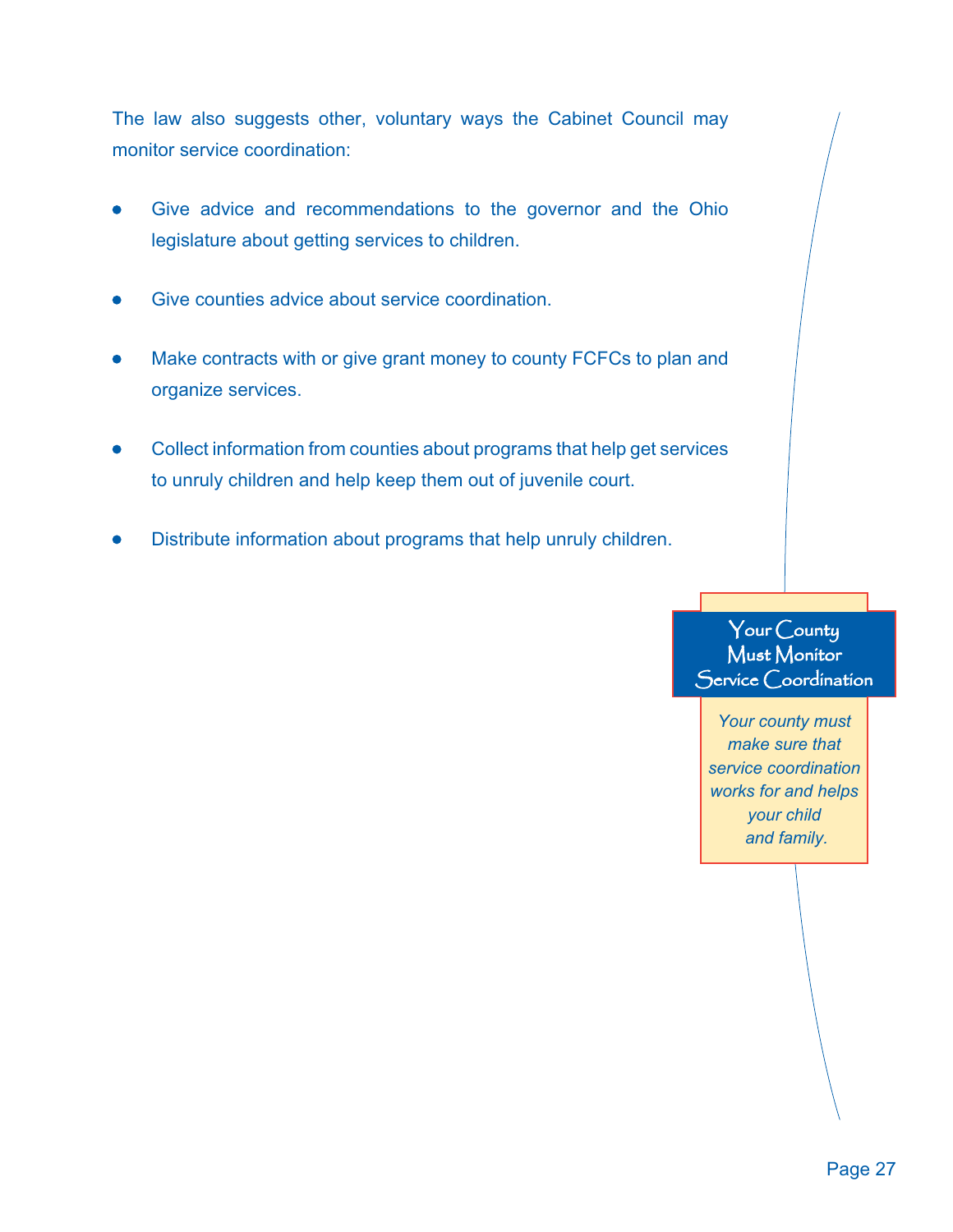The law also suggests other, voluntary ways the Cabinet Council may monitor service coordination:

- Give advice and recommendations to the governor and the Ohio legislature about getting services to children.
- Give counties advice about service coordination.
- Make contracts with or give grant money to county FCFCs to plan and organize services.
- Collect information from counties about programs that help get services to unruly children and help keep them out of juvenile court.
- Distribute information about programs that help unruly children.

**Your County Must Monitor Service Coordination**

*Your county must make sure that service coordination works for and helps your child and family.*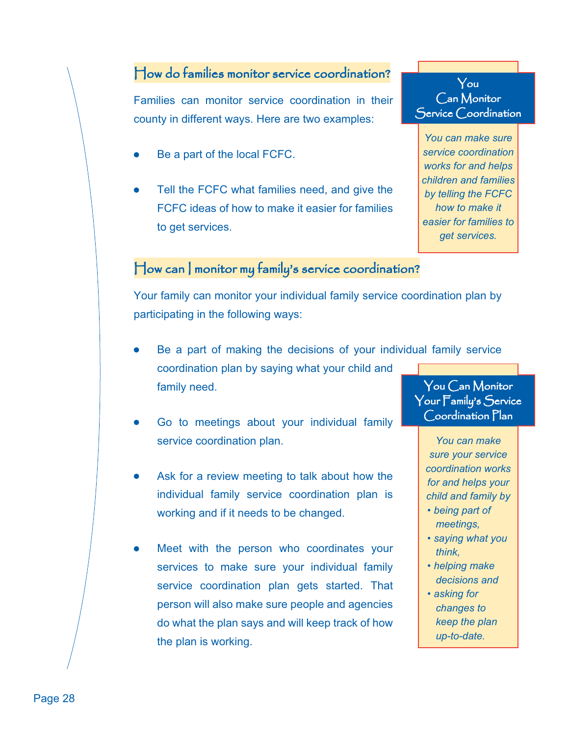## How do families monitor service coordination?

Families can monitor service coordination in their county in different ways. Here are two examples:

- Be a part of the local FCFC.
- Tell the FCFC what families need, and give the FCFC ideas of how to make it easier for families to get services.

> **You Can Monitor Service Coordination**
>
> *You can make sure service coordination works for and helps children and families by telling the FCFC how to make it easier for families to get services.*

## How can I monitor my family's service coordination?

Your family can monitor your individual family service coordination plan by participating in the following ways:

- Be a part of making the decisions of your individual family service coordination plan by saying what your child and family need.
- Go to meetings about your individual family service coordination plan.
- Ask for a review meeting to talk about how the individual family service coordination plan is working and if it needs to be changed.
- Meet with the person who coordinates your services to make sure your individual family service coordination plan gets started. That person will also make sure people and agencies do what the plan says and will keep track of how the plan is working.

> **You Can Monitor Your Family's Service Coordination Plan**
>
> *You can make sure your service coordination works for and helps your child and family by*
> - *being part of meetings,*
> - *saying what you think,*
> - *helping make decisions and*
> - *asking for changes to keep the plan up-to-date.*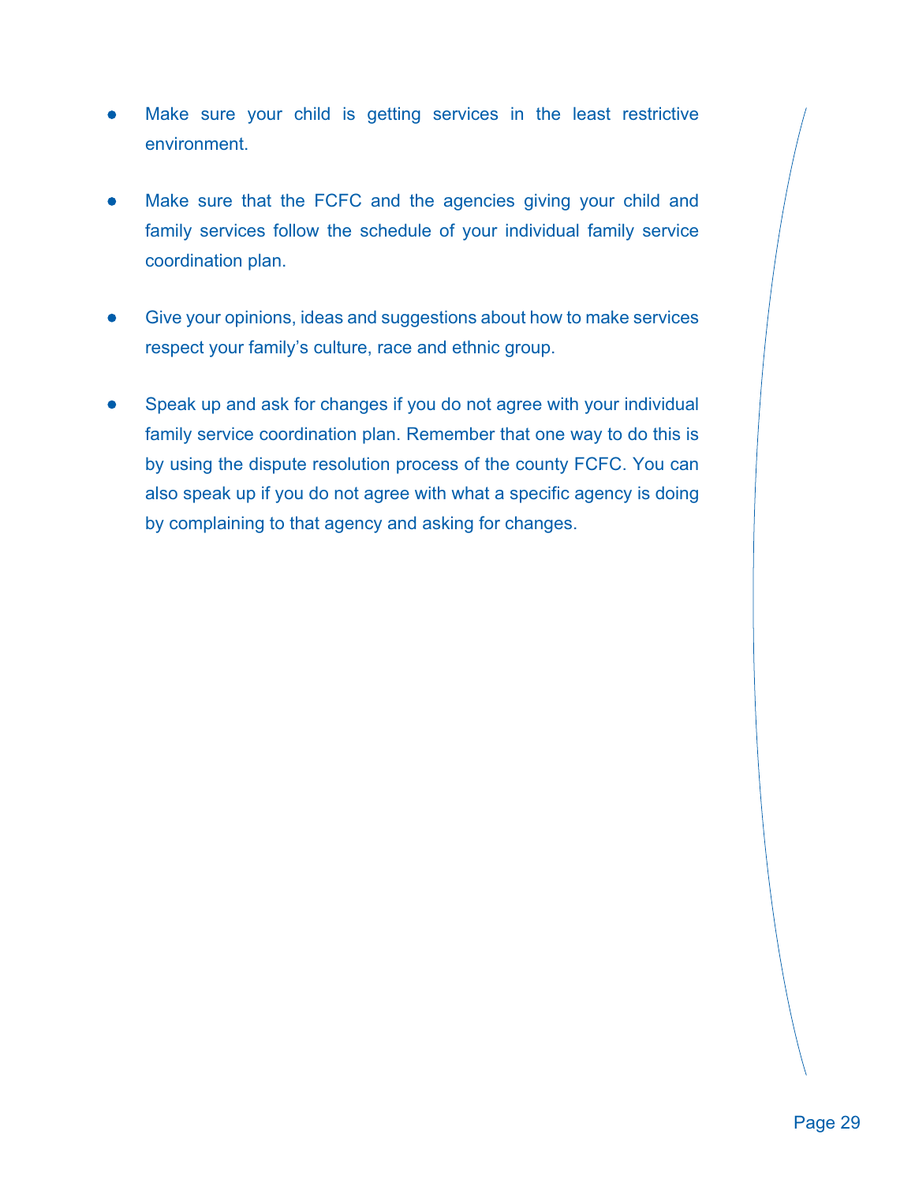- Make sure your child is getting services in the least restrictive environment.

- Make sure that the FCFC and the agencies giving your child and family services follow the schedule of your individual family service coordination plan.

- Give your opinions, ideas and suggestions about how to make services respect your family's culture, race and ethnic group.

- Speak up and ask for changes if you do not agree with your individual family service coordination plan. Remember that one way to do this is by using the dispute resolution process of the county FCFC. You can also speak up if you do not agree with what a specific agency is doing by complaining to that agency and asking for changes.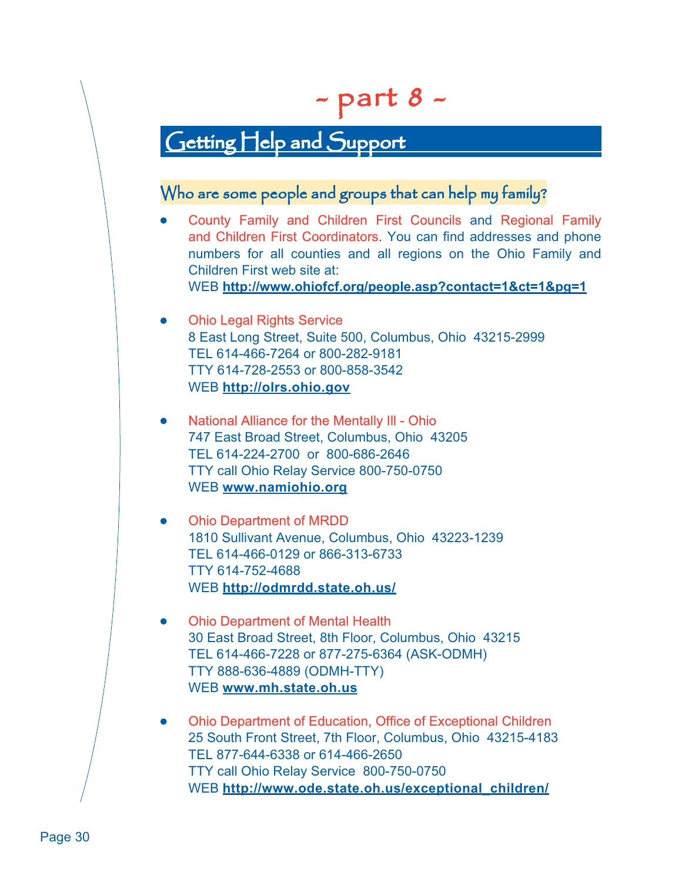# ~ part 8 ~

## Getting Help and Support

### Who are some people and groups that can help my family?

- County Family and Children First Councils and Regional Family and Children First Coordinators. You can find addresses and phone numbers for all counties and all regions on the Ohio Family and Children First web site at:
  WEB **http://www.ohiofcf.org/people.asp?contact=1&ct=1&pg=1**

- Ohio Legal Rights Service
  8 East Long Street, Suite 500, Columbus, Ohio 43215-2999
  TEL 614-466-7264 or 800-282-9181
  TTY 614-728-2553 or 800-858-3542
  WEB **http://olrs.ohio.gov**

- National Alliance for the Mentally Ill - Ohio
  747 East Broad Street, Columbus, Ohio 43205
  TEL 614-224-2700 or 800-686-2646
  TTY call Ohio Relay Service 800-750-0750
  WEB **www.namiohio.org**

- Ohio Department of MRDD
  1810 Sullivant Avenue, Columbus, Ohio 43223-1239
  TEL 614-466-0129 or 866-313-6733
  TTY 614-752-4688
  WEB **http://odmrdd.state.oh.us/**

- Ohio Department of Mental Health
  30 East Broad Street, 8th Floor, Columbus, Ohio 43215
  TEL 614-466-7228 or 877-275-6364 (ASK-ODMH)
  TTY 888-636-4889 (ODMH-TTY)
  WEB **www.mh.state.oh.us**

- Ohio Department of Education, Office of Exceptional Children
  25 South Front Street, 7th Floor, Columbus, Ohio 43215-4183
  TEL 877-644-6338 or 614-466-2650
  TTY call Ohio Relay Service 800-750-0750
  WEB **http://www.ode.state.oh.us/exceptional_children/**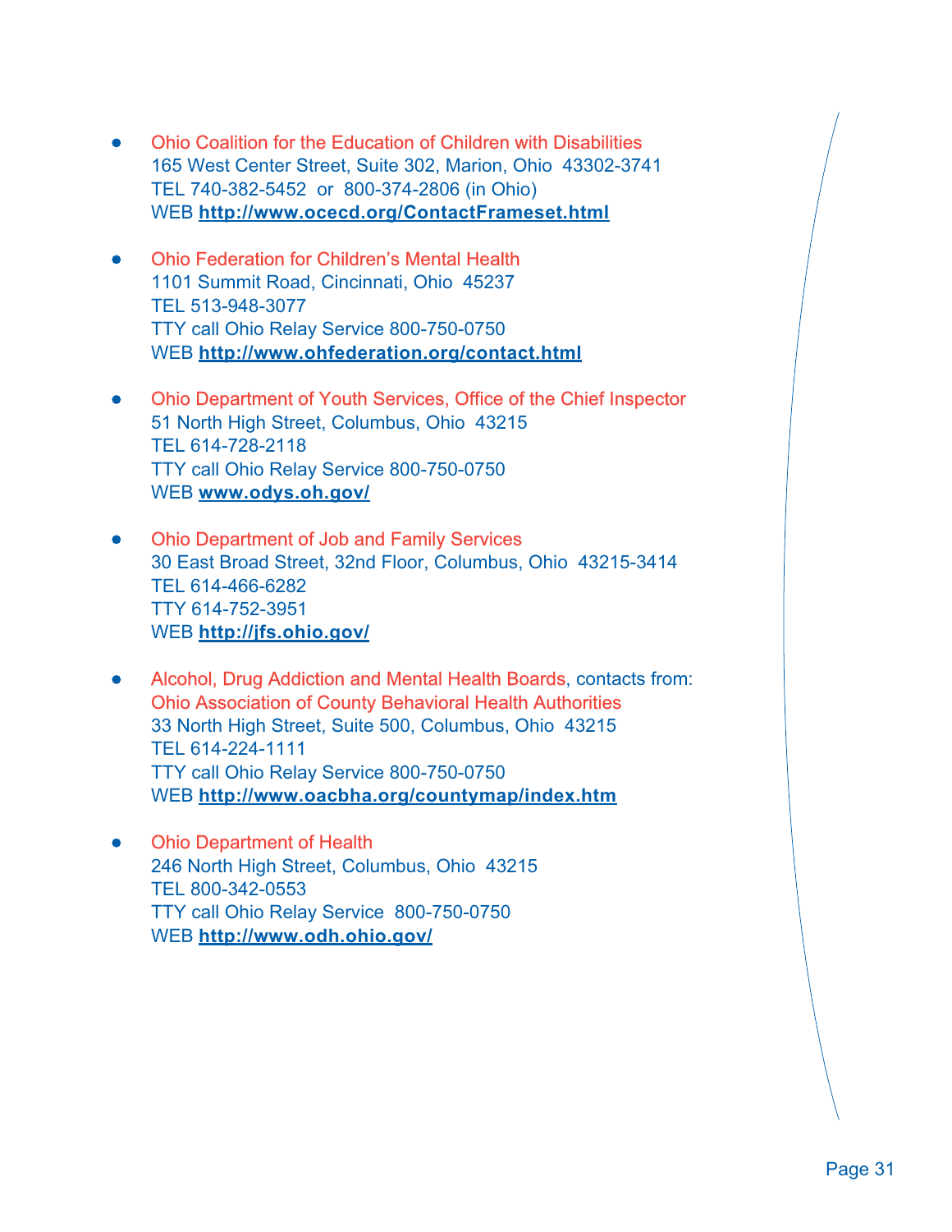- Ohio Coalition for the Education of Children with Disabilities
  165 West Center Street, Suite 302, Marion, Ohio 43302-3741
  TEL 740-382-5452 or 800-374-2806 (in Ohio)
  WEB **http://www.ocecd.org/ContactFrameset.html**

- Ohio Federation for Children's Mental Health
  1101 Summit Road, Cincinnati, Ohio 45237
  TEL 513-948-3077
  TTY call Ohio Relay Service 800-750-0750
  WEB **http://www.ohfederation.org/contact.html**

- Ohio Department of Youth Services, Office of the Chief Inspector
  51 North High Street, Columbus, Ohio 43215
  TEL 614-728-2118
  TTY call Ohio Relay Service 800-750-0750
  WEB **www.odys.oh.gov/**

- Ohio Department of Job and Family Services
  30 East Broad Street, 32nd Floor, Columbus, Ohio 43215-3414
  TEL 614-466-6282
  TTY 614-752-3951
  WEB **http://jfs.ohio.gov/**

- Alcohol, Drug Addiction and Mental Health Boards, contacts from:
  Ohio Association of County Behavioral Health Authorities
  33 North High Street, Suite 500, Columbus, Ohio 43215
  TEL 614-224-1111
  TTY call Ohio Relay Service 800-750-0750
  WEB **http://www.oacbha.org/countymap/index.htm**

- Ohio Department of Health
  246 North High Street, Columbus, Ohio 43215
  TEL 800-342-0553
  TTY call Ohio Relay Service 800-750-0750
  WEB **http://www.odh.ohio.gov/**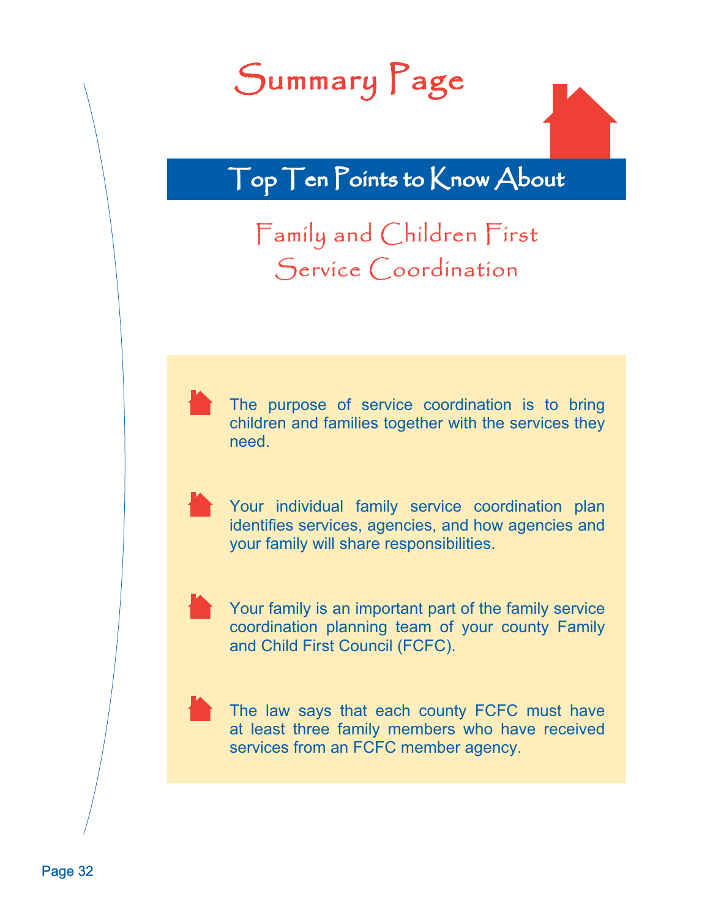# Summary Page

## Top Ten Points to Know About

### Family and Children First Service Coordination

- The purpose of service coordination is to bring children and families together with the services they need.

- Your individual family service coordination plan identifies services, agencies, and how agencies and your family will share responsibilities.

- Your family is an important part of the family service coordination planning team of your county Family and Child First Council (FCFC).

- The law says that each county FCFC must have at least three family members who have received services from an FCFC member agency.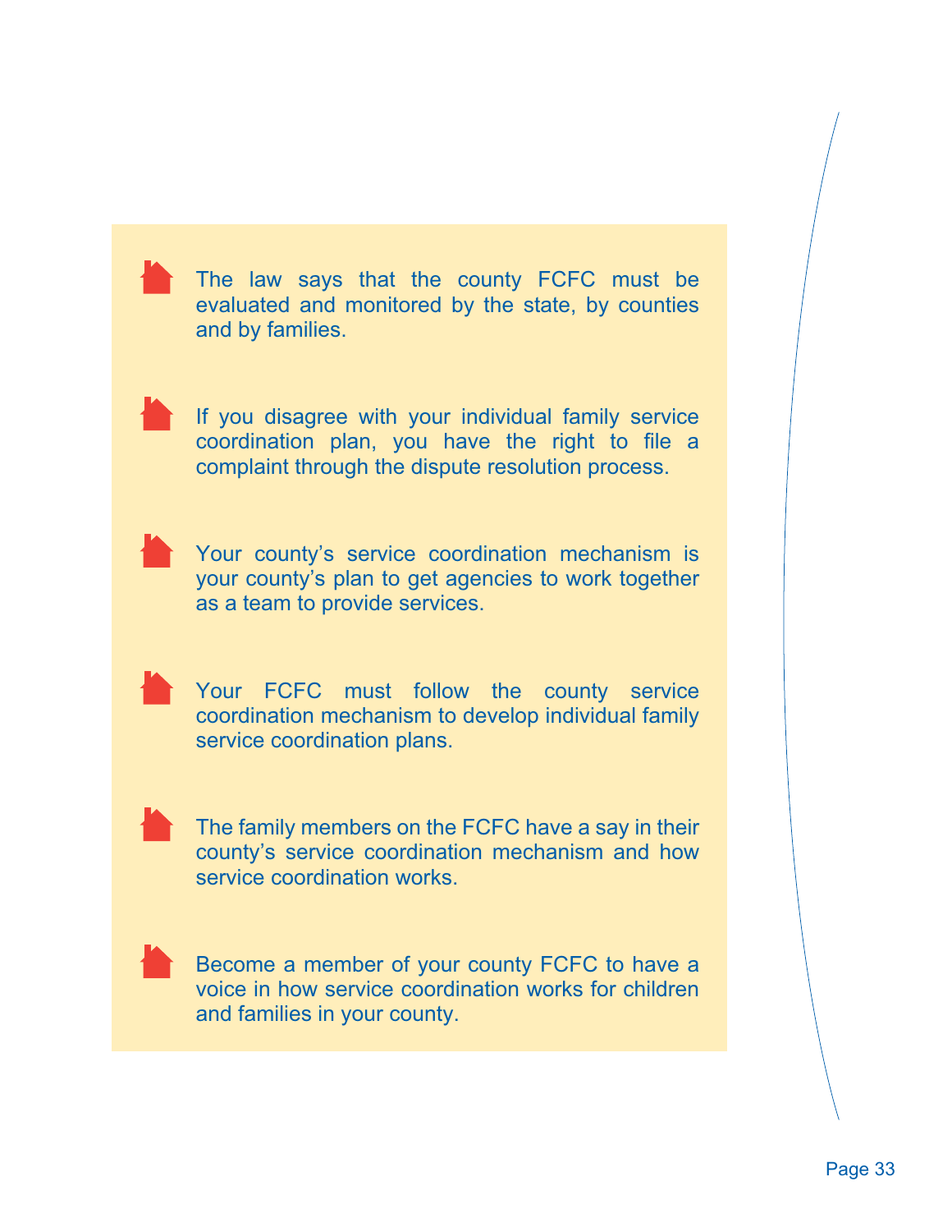- The law says that the county FCFC must be evaluated and monitored by the state, by counties and by families.

- If you disagree with your individual family service coordination plan, you have the right to file a complaint through the dispute resolution process.

- Your county's service coordination mechanism is your county's plan to get agencies to work together as a team to provide services.

- Your FCFC must follow the county service coordination mechanism to develop individual family service coordination plans.

- The family members on the FCFC have a say in their county's service coordination mechanism and how service coordination works.

- Become a member of your county FCFC to have a voice in how service coordination works for children and families in your county.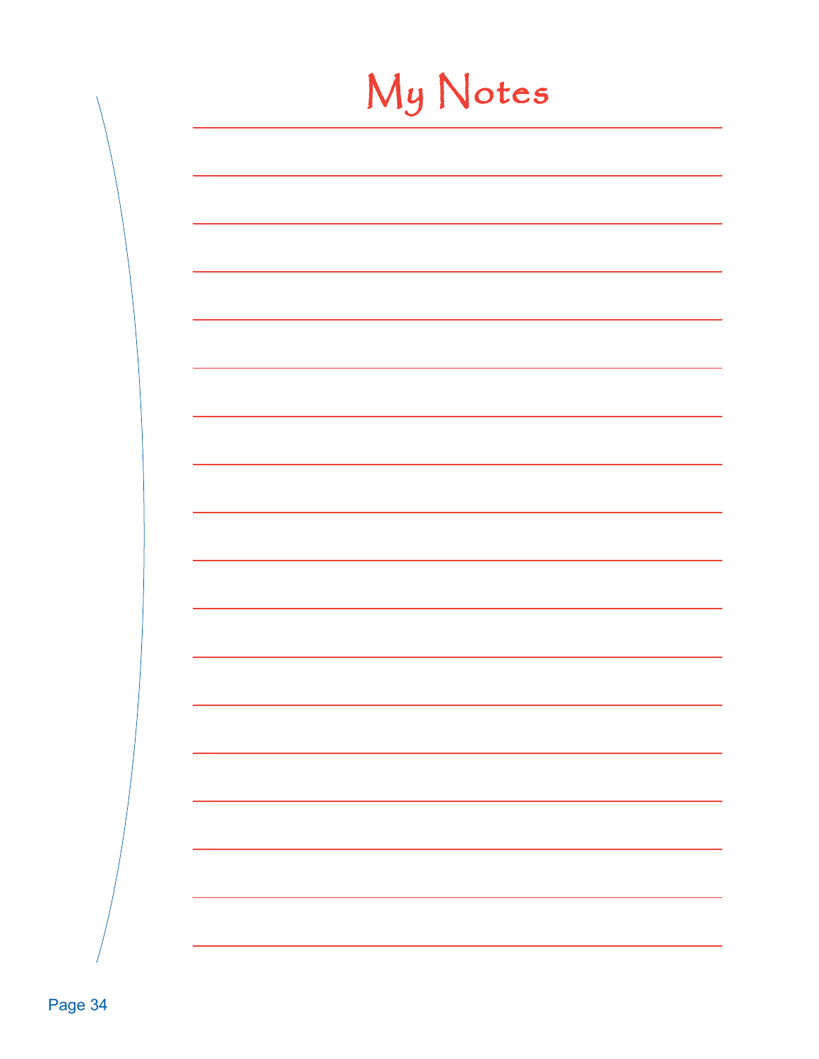# My Notes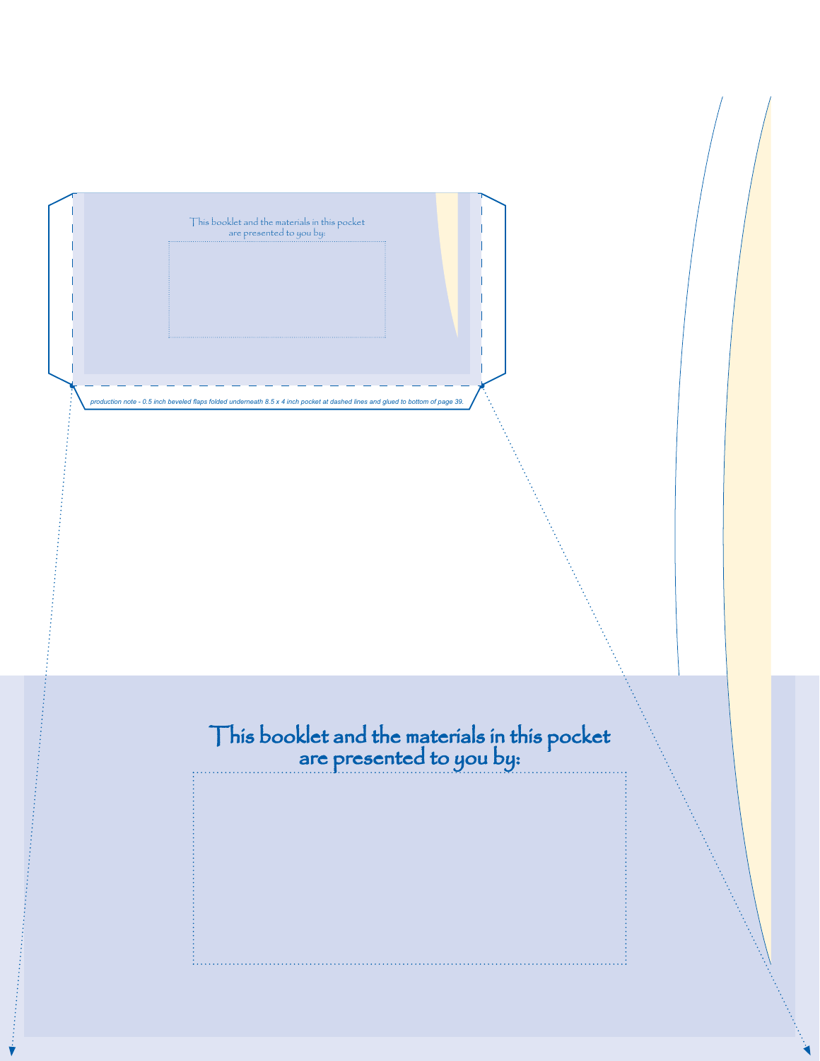This booklet and the materials in this pocket
are presented to you by:

*production note - 0.5 inch beveled flaps folded underneath 8.5 x 4 inch pocket at dashed lines and glued to bottom of page 39.*

This booklet and the materials in this pocket
are presented to you by: